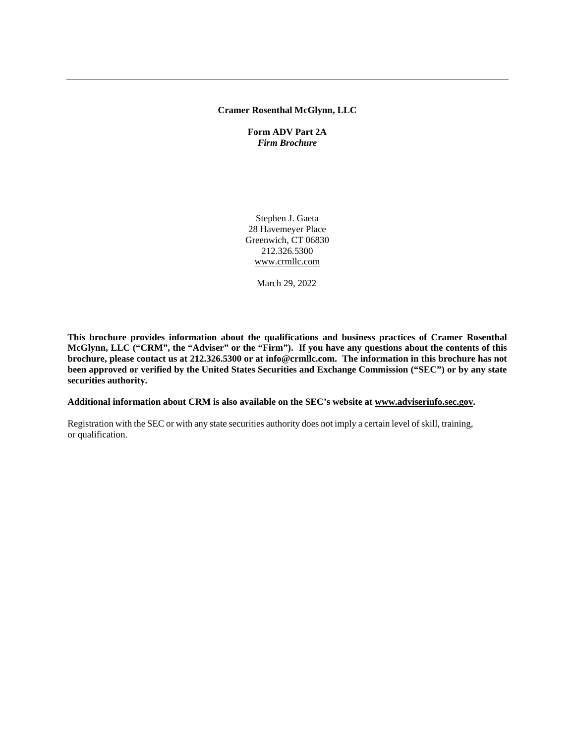**Cramer Rosenthal McGlynn, LLC**

**Form ADV Part 2A**
***Firm Brochure***

Stephen J. Gaeta
28 Havemeyer Place
Greenwich, CT 06830
212.326.5300
www.crmllc.com

March 29, 2022

**This brochure provides information about the qualifications and business practices of Cramer Rosenthal McGlynn, LLC ("CRM", the "Adviser" or the "Firm"). If you have any questions about the contents of this brochure, please contact us at 212.326.5300 or at info@crmllc.com. The information in this brochure has not been approved or verified by the United States Securities and Exchange Commission ("SEC") or by any state securities authority.**

**Additional information about CRM is also available on the SEC's website at www.adviserinfo.sec.gov.**

Registration with the SEC or with any state securities authority does not imply a certain level of skill, training, or qualification.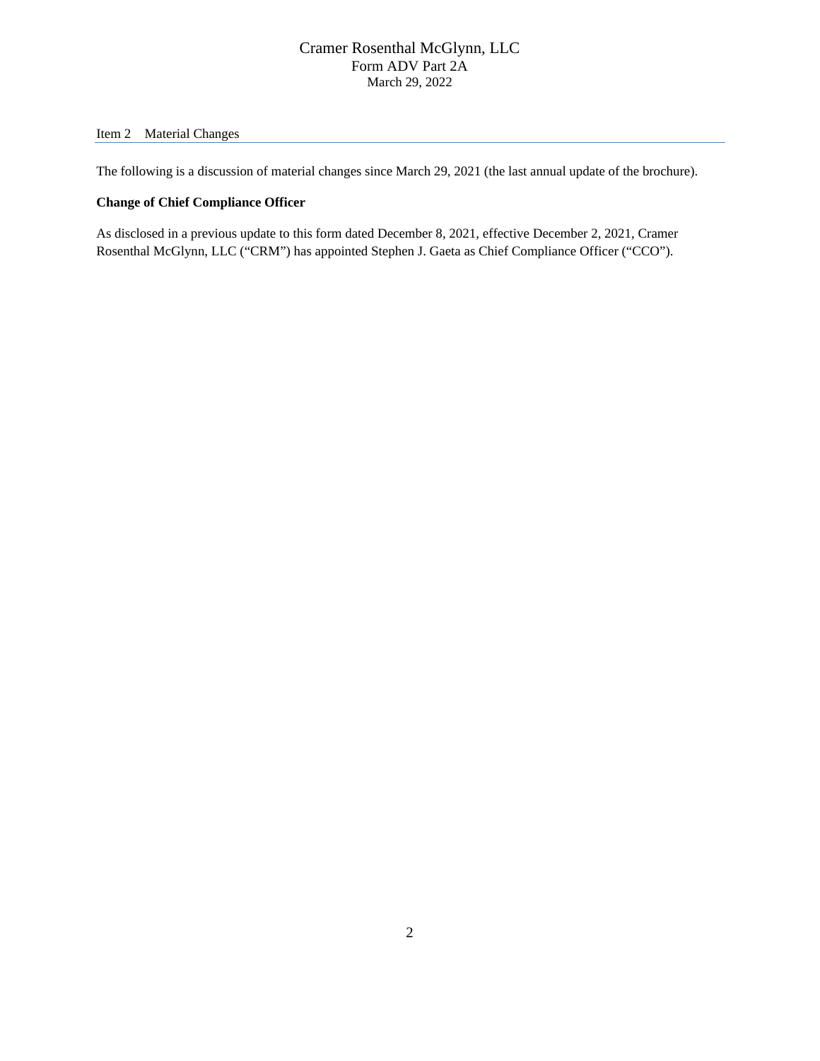## Item 2 Material Changes

The following is a discussion of material changes since March 29, 2021 (the last annual update of the brochure).

**Change of Chief Compliance Officer**

As disclosed in a previous update to this form dated December 8, 2021, effective December 2, 2021, Cramer Rosenthal McGlynn, LLC ("CRM") has appointed Stephen J. Gaeta as Chief Compliance Officer ("CCO").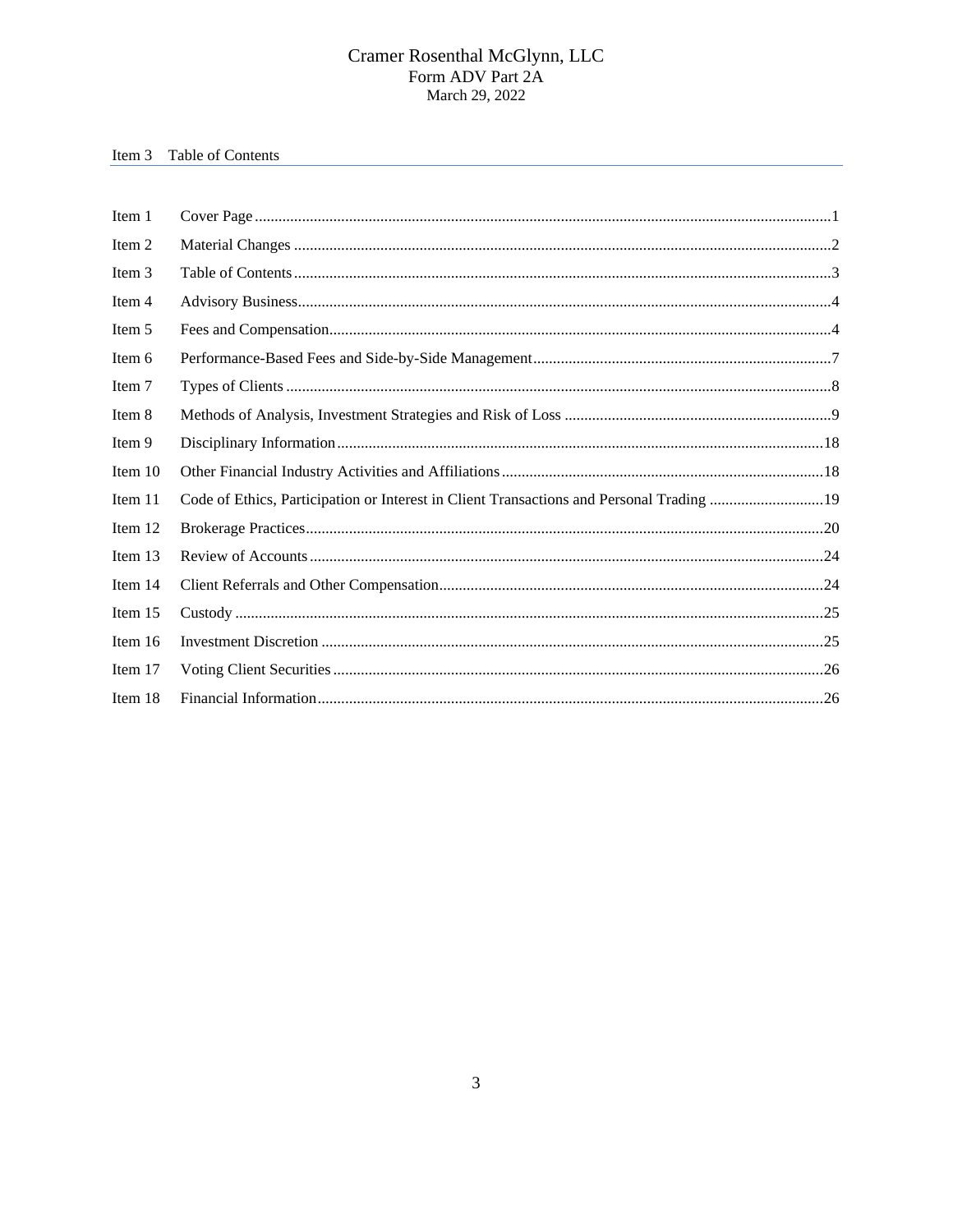## Item 3 Table of Contents

| | | |
|---|---|---|
| Item 1 | Cover Page | 1 |
| Item 2 | Material Changes | 2 |
| Item 3 | Table of Contents | 3 |
| Item 4 | Advisory Business | 4 |
| Item 5 | Fees and Compensation | 4 |
| Item 6 | Performance-Based Fees and Side-by-Side Management | 7 |
| Item 7 | Types of Clients | 8 |
| Item 8 | Methods of Analysis, Investment Strategies and Risk of Loss | 9 |
| Item 9 | Disciplinary Information | 18 |
| Item 10 | Other Financial Industry Activities and Affiliations | 18 |
| Item 11 | Code of Ethics, Participation or Interest in Client Transactions and Personal Trading | 19 |
| Item 12 | Brokerage Practices | 20 |
| Item 13 | Review of Accounts | 24 |
| Item 14 | Client Referrals and Other Compensation | 24 |
| Item 15 | Custody | 25 |
| Item 16 | Investment Discretion | 25 |
| Item 17 | Voting Client Securities | 26 |
| Item 18 | Financial Information | 26 |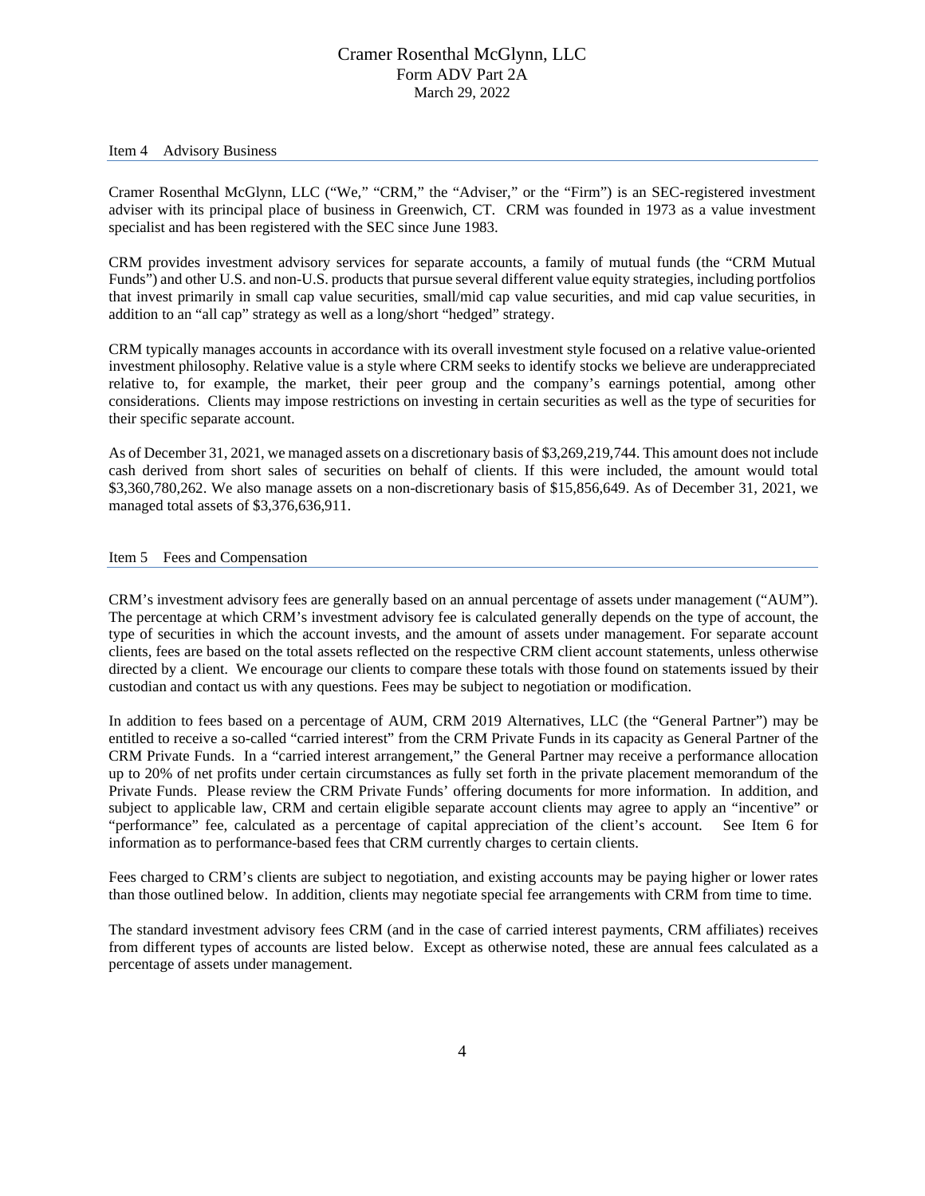## Item 4 Advisory Business

Cramer Rosenthal McGlynn, LLC ("We," "CRM," the "Adviser," or the "Firm") is an SEC-registered investment adviser with its principal place of business in Greenwich, CT. CRM was founded in 1973 as a value investment specialist and has been registered with the SEC since June 1983.

CRM provides investment advisory services for separate accounts, a family of mutual funds (the "CRM Mutual Funds") and other U.S. and non-U.S. products that pursue several different value equity strategies, including portfolios that invest primarily in small cap value securities, small/mid cap value securities, and mid cap value securities, in addition to an "all cap" strategy as well as a long/short "hedged" strategy.

CRM typically manages accounts in accordance with its overall investment style focused on a relative value-oriented investment philosophy. Relative value is a style where CRM seeks to identify stocks we believe are underappreciated relative to, for example, the market, their peer group and the company's earnings potential, among other considerations. Clients may impose restrictions on investing in certain securities as well as the type of securities for their specific separate account.

As of December 31, 2021, we managed assets on a discretionary basis of $3,269,219,744. This amount does not include cash derived from short sales of securities on behalf of clients. If this were included, the amount would total $3,360,780,262. We also manage assets on a non-discretionary basis of $15,856,649. As of December 31, 2021, we managed total assets of $3,376,636,911.

## Item 5 Fees and Compensation

CRM's investment advisory fees are generally based on an annual percentage of assets under management ("AUM"). The percentage at which CRM's investment advisory fee is calculated generally depends on the type of account, the type of securities in which the account invests, and the amount of assets under management. For separate account clients, fees are based on the total assets reflected on the respective CRM client account statements, unless otherwise directed by a client. We encourage our clients to compare these totals with those found on statements issued by their custodian and contact us with any questions. Fees may be subject to negotiation or modification.

In addition to fees based on a percentage of AUM, CRM 2019 Alternatives, LLC (the "General Partner") may be entitled to receive a so-called "carried interest" from the CRM Private Funds in its capacity as General Partner of the CRM Private Funds. In a "carried interest arrangement," the General Partner may receive a performance allocation up to 20% of net profits under certain circumstances as fully set forth in the private placement memorandum of the Private Funds. Please review the CRM Private Funds' offering documents for more information. In addition, and subject to applicable law, CRM and certain eligible separate account clients may agree to apply an "incentive" or "performance" fee, calculated as a percentage of capital appreciation of the client's account. See Item 6 for information as to performance-based fees that CRM currently charges to certain clients.

Fees charged to CRM's clients are subject to negotiation, and existing accounts may be paying higher or lower rates than those outlined below. In addition, clients may negotiate special fee arrangements with CRM from time to time.

The standard investment advisory fees CRM (and in the case of carried interest payments, CRM affiliates) receives from different types of accounts are listed below. Except as otherwise noted, these are annual fees calculated as a percentage of assets under management.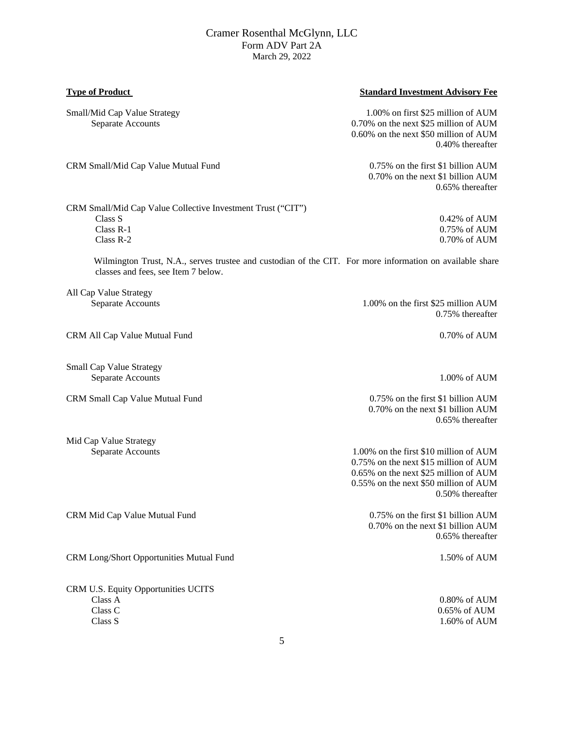| Type of Product | Standard Investment Advisory Fee |
|---|---|
| Small/Mid Cap Value Strategy<br>Separate Accounts | 1.00% on first $25 million of AUM<br>0.70% on the next $25 million of AUM<br>0.60% on the next $50 million of AUM<br>0.40% thereafter |
| CRM Small/Mid Cap Value Mutual Fund | 0.75% on the first $1 billion AUM<br>0.70% on the next $1 billion AUM<br>0.65% thereafter |
| CRM Small/Mid Cap Value Collective Investment Trust ("CIT") | |
| Class S | 0.42% of AUM |
| Class R-1 | 0.75% of AUM |
| Class R-2 | 0.70% of AUM |

Wilmington Trust, N.A., serves trustee and custodian of the CIT. For more information on available share classes and fees, see Item 7 below.

| Type of Product | Standard Investment Advisory Fee |
|---|---|
| All Cap Value Strategy<br>Separate Accounts | 1.00% on the first $25 million AUM<br>0.75% thereafter |
| CRM All Cap Value Mutual Fund | 0.70% of AUM |
| Small Cap Value Strategy<br>Separate Accounts | 1.00% of AUM |
| CRM Small Cap Value Mutual Fund | 0.75% on the first $1 billion AUM<br>0.70% on the next $1 billion AUM<br>0.65% thereafter |
| Mid Cap Value Strategy<br>Separate Accounts | 1.00% on the first $10 million of AUM<br>0.75% on the next $15 million of AUM<br>0.65% on the next $25 million of AUM<br>0.55% on the next $50 million of AUM<br>0.50% thereafter |
| CRM Mid Cap Value Mutual Fund | 0.75% on the first $1 billion AUM<br>0.70% on the next $1 billion AUM<br>0.65% thereafter |
| CRM Long/Short Opportunities Mutual Fund | 1.50% of AUM |
| CRM U.S. Equity Opportunities UCITS | |
| Class A | 0.80% of AUM |
| Class C | 0.65% of AUM |
| Class S | 1.60% of AUM |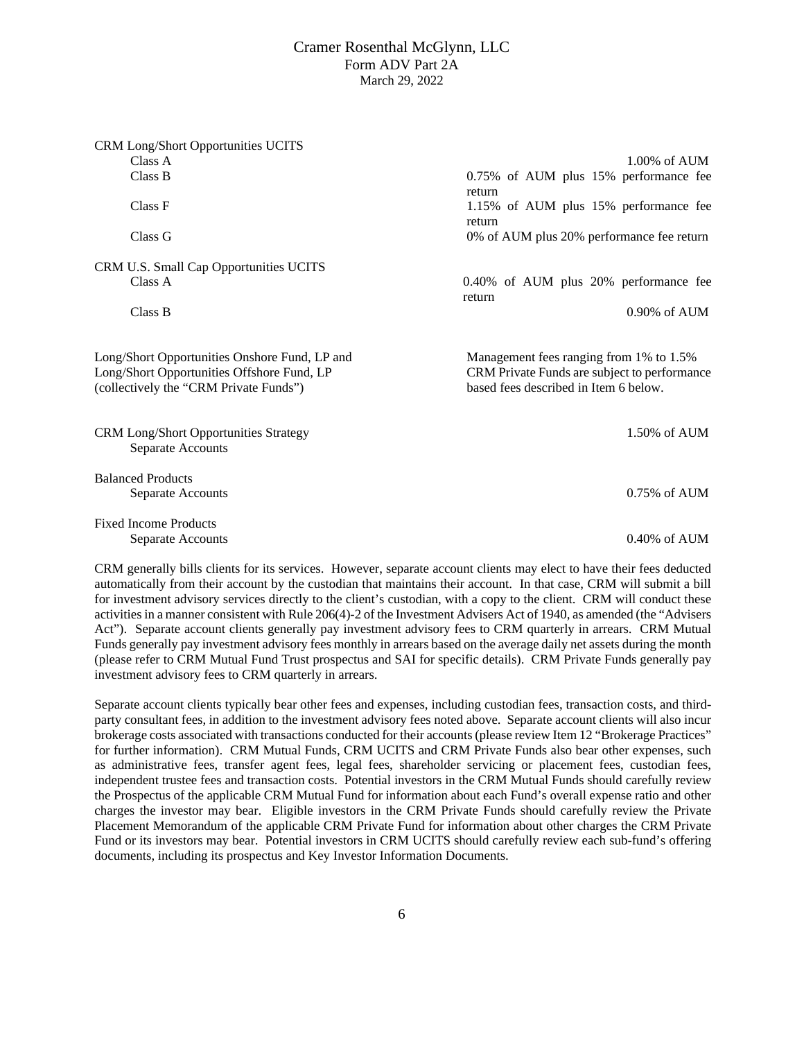| | |
|---|---|
| CRM Long/Short Opportunities UCITS | |
| Class A | 1.00% of AUM |
| Class B | 0.75% of AUM plus 15% performance fee return |
| Class F | 1.15% of AUM plus 15% performance fee return |
| Class G | 0% of AUM plus 20% performance fee return |
| CRM U.S. Small Cap Opportunities UCITS | |
| Class A | 0.40% of AUM plus 20% performance fee return |
| Class B | 0.90% of AUM |
| Long/Short Opportunities Onshore Fund, LP and Long/Short Opportunities Offshore Fund, LP (collectively the "CRM Private Funds") | Management fees ranging from 1% to 1.5% CRM Private Funds are subject to performance based fees described in Item 6 below. |
| CRM Long/Short Opportunities Strategy Separate Accounts | 1.50% of AUM |
| Balanced Products | |
| Separate Accounts | 0.75% of AUM |
| Fixed Income Products | |
| Separate Accounts | 0.40% of AUM |

CRM generally bills clients for its services. However, separate account clients may elect to have their fees deducted automatically from their account by the custodian that maintains their account. In that case, CRM will submit a bill for investment advisory services directly to the client's custodian, with a copy to the client. CRM will conduct these activities in a manner consistent with Rule 206(4)-2 of the Investment Advisers Act of 1940, as amended (the "Advisers Act"). Separate account clients generally pay investment advisory fees to CRM quarterly in arrears. CRM Mutual Funds generally pay investment advisory fees monthly in arrears based on the average daily net assets during the month (please refer to CRM Mutual Fund Trust prospectus and SAI for specific details). CRM Private Funds generally pay investment advisory fees to CRM quarterly in arrears.

Separate account clients typically bear other fees and expenses, including custodian fees, transaction costs, and third-party consultant fees, in addition to the investment advisory fees noted above. Separate account clients will also incur brokerage costs associated with transactions conducted for their accounts (please review Item 12 "Brokerage Practices" for further information). CRM Mutual Funds, CRM UCITS and CRM Private Funds also bear other expenses, such as administrative fees, transfer agent fees, legal fees, shareholder servicing or placement fees, custodian fees, independent trustee fees and transaction costs. Potential investors in the CRM Mutual Funds should carefully review the Prospectus of the applicable CRM Mutual Fund for information about each Fund's overall expense ratio and other charges the investor may bear. Eligible investors in the CRM Private Funds should carefully review the Private Placement Memorandum of the applicable CRM Private Fund for information about other charges the CRM Private Fund or its investors may bear. Potential investors in CRM UCITS should carefully review each sub-fund's offering documents, including its prospectus and Key Investor Information Documents.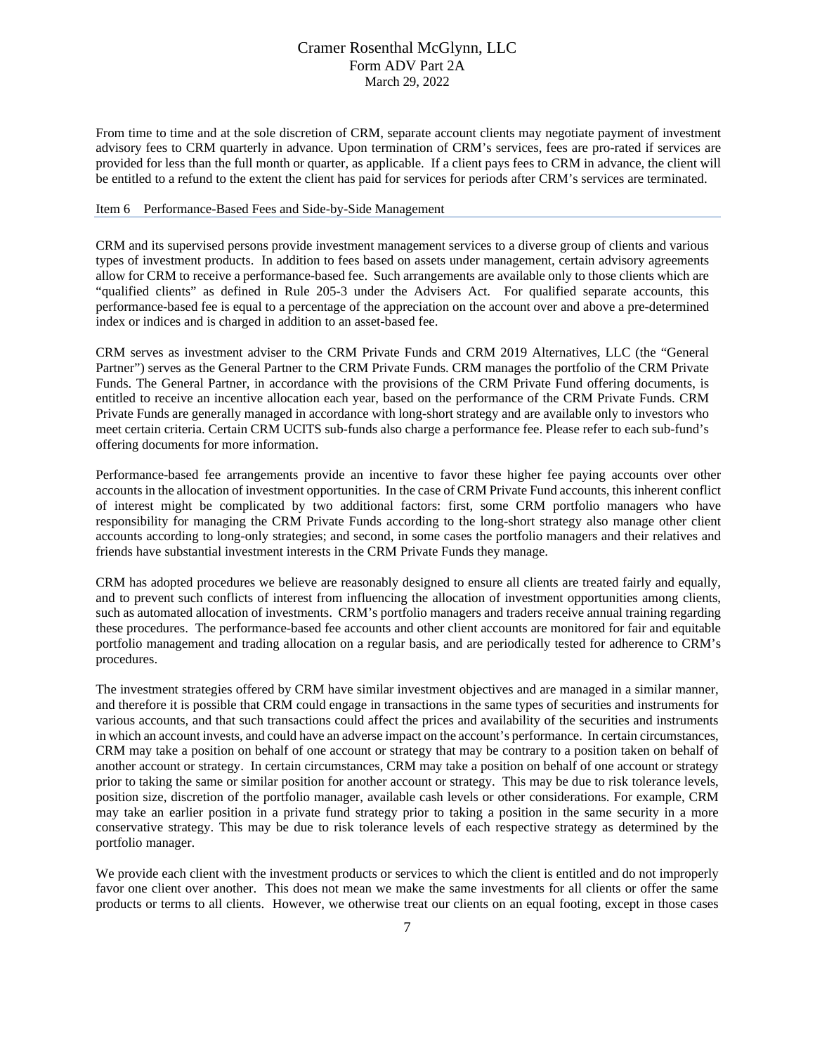From time to time and at the sole discretion of CRM, separate account clients may negotiate payment of investment advisory fees to CRM quarterly in advance. Upon termination of CRM's services, fees are pro-rated if services are provided for less than the full month or quarter, as applicable. If a client pays fees to CRM in advance, the client will be entitled to a refund to the extent the client has paid for services for periods after CRM's services are terminated.

## Item 6 Performance-Based Fees and Side-by-Side Management

CRM and its supervised persons provide investment management services to a diverse group of clients and various types of investment products. In addition to fees based on assets under management, certain advisory agreements allow for CRM to receive a performance-based fee. Such arrangements are available only to those clients which are "qualified clients" as defined in Rule 205-3 under the Advisers Act. For qualified separate accounts, this performance-based fee is equal to a percentage of the appreciation on the account over and above a pre-determined index or indices and is charged in addition to an asset-based fee.

CRM serves as investment adviser to the CRM Private Funds and CRM 2019 Alternatives, LLC (the "General Partner") serves as the General Partner to the CRM Private Funds. CRM manages the portfolio of the CRM Private Funds. The General Partner, in accordance with the provisions of the CRM Private Fund offering documents, is entitled to receive an incentive allocation each year, based on the performance of the CRM Private Funds. CRM Private Funds are generally managed in accordance with long-short strategy and are available only to investors who meet certain criteria. Certain CRM UCITS sub-funds also charge a performance fee. Please refer to each sub-fund's offering documents for more information.

Performance-based fee arrangements provide an incentive to favor these higher fee paying accounts over other accounts in the allocation of investment opportunities. In the case of CRM Private Fund accounts, this inherent conflict of interest might be complicated by two additional factors: first, some CRM portfolio managers who have responsibility for managing the CRM Private Funds according to the long-short strategy also manage other client accounts according to long-only strategies; and second, in some cases the portfolio managers and their relatives and friends have substantial investment interests in the CRM Private Funds they manage.

CRM has adopted procedures we believe are reasonably designed to ensure all clients are treated fairly and equally, and to prevent such conflicts of interest from influencing the allocation of investment opportunities among clients, such as automated allocation of investments. CRM's portfolio managers and traders receive annual training regarding these procedures. The performance-based fee accounts and other client accounts are monitored for fair and equitable portfolio management and trading allocation on a regular basis, and are periodically tested for adherence to CRM's procedures.

The investment strategies offered by CRM have similar investment objectives and are managed in a similar manner, and therefore it is possible that CRM could engage in transactions in the same types of securities and instruments for various accounts, and that such transactions could affect the prices and availability of the securities and instruments in which an account invests, and could have an adverse impact on the account's performance. In certain circumstances, CRM may take a position on behalf of one account or strategy that may be contrary to a position taken on behalf of another account or strategy. In certain circumstances, CRM may take a position on behalf of one account or strategy prior to taking the same or similar position for another account or strategy. This may be due to risk tolerance levels, position size, discretion of the portfolio manager, available cash levels or other considerations. For example, CRM may take an earlier position in a private fund strategy prior to taking a position in the same security in a more conservative strategy. This may be due to risk tolerance levels of each respective strategy as determined by the portfolio manager.

We provide each client with the investment products or services to which the client is entitled and do not improperly favor one client over another. This does not mean we make the same investments for all clients or offer the same products or terms to all clients. However, we otherwise treat our clients on an equal footing, except in those cases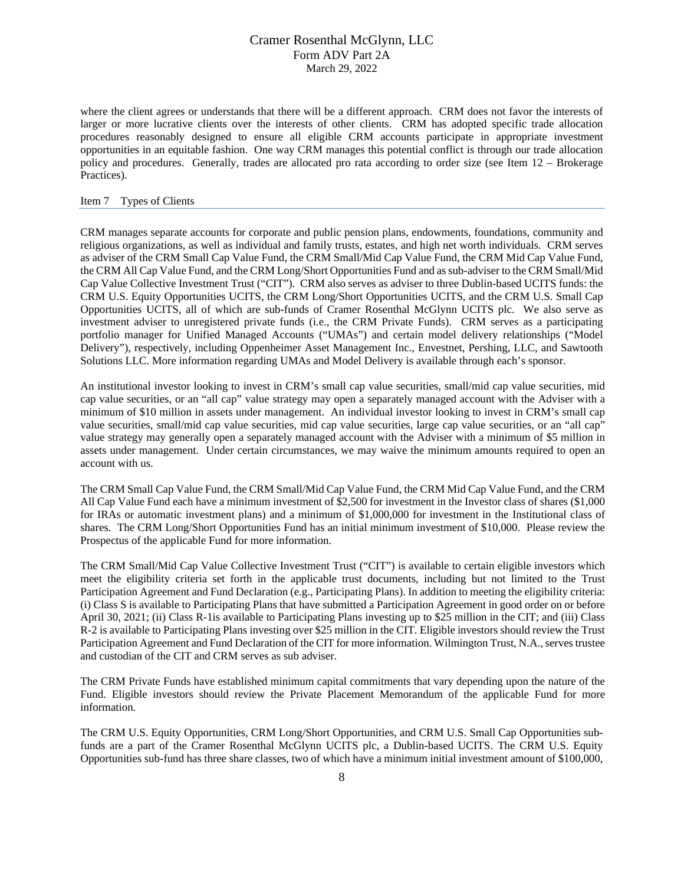where the client agrees or understands that there will be a different approach. CRM does not favor the interests of larger or more lucrative clients over the interests of other clients. CRM has adopted specific trade allocation procedures reasonably designed to ensure all eligible CRM accounts participate in appropriate investment opportunities in an equitable fashion. One way CRM manages this potential conflict is through our trade allocation policy and procedures. Generally, trades are allocated pro rata according to order size (see Item 12 – Brokerage Practices).

## Item 7 Types of Clients

CRM manages separate accounts for corporate and public pension plans, endowments, foundations, community and religious organizations, as well as individual and family trusts, estates, and high net worth individuals. CRM serves as adviser of the CRM Small Cap Value Fund, the CRM Small/Mid Cap Value Fund, the CRM Mid Cap Value Fund, the CRM All Cap Value Fund, and the CRM Long/Short Opportunities Fund and as sub-adviser to the CRM Small/Mid Cap Value Collective Investment Trust ("CIT"). CRM also serves as adviser to three Dublin-based UCITS funds: the CRM U.S. Equity Opportunities UCITS, the CRM Long/Short Opportunities UCITS, and the CRM U.S. Small Cap Opportunities UCITS, all of which are sub-funds of Cramer Rosenthal McGlynn UCITS plc. We also serve as investment adviser to unregistered private funds (i.e., the CRM Private Funds). CRM serves as a participating portfolio manager for Unified Managed Accounts ("UMAs") and certain model delivery relationships ("Model Delivery"), respectively, including Oppenheimer Asset Management Inc., Envestnet, Pershing, LLC, and Sawtooth Solutions LLC. More information regarding UMAs and Model Delivery is available through each's sponsor.

An institutional investor looking to invest in CRM's small cap value securities, small/mid cap value securities, mid cap value securities, or an "all cap" value strategy may open a separately managed account with the Adviser with a minimum of $10 million in assets under management. An individual investor looking to invest in CRM's small cap value securities, small/mid cap value securities, mid cap value securities, large cap value securities, or an "all cap" value strategy may generally open a separately managed account with the Adviser with a minimum of $5 million in assets under management. Under certain circumstances, we may waive the minimum amounts required to open an account with us.

The CRM Small Cap Value Fund, the CRM Small/Mid Cap Value Fund, the CRM Mid Cap Value Fund, and the CRM All Cap Value Fund each have a minimum investment of $2,500 for investment in the Investor class of shares ($1,000 for IRAs or automatic investment plans) and a minimum of $1,000,000 for investment in the Institutional class of shares. The CRM Long/Short Opportunities Fund has an initial minimum investment of $10,000. Please review the Prospectus of the applicable Fund for more information.

The CRM Small/Mid Cap Value Collective Investment Trust ("CIT") is available to certain eligible investors which meet the eligibility criteria set forth in the applicable trust documents, including but not limited to the Trust Participation Agreement and Fund Declaration (e.g., Participating Plans). In addition to meeting the eligibility criteria: (i) Class S is available to Participating Plans that have submitted a Participation Agreement in good order on or before April 30, 2021; (ii) Class R-1is available to Participating Plans investing up to $25 million in the CIT; and (iii) Class R-2 is available to Participating Plans investing over $25 million in the CIT. Eligible investors should review the Trust Participation Agreement and Fund Declaration of the CIT for more information. Wilmington Trust, N.A., serves trustee and custodian of the CIT and CRM serves as sub adviser.

The CRM Private Funds have established minimum capital commitments that vary depending upon the nature of the Fund. Eligible investors should review the Private Placement Memorandum of the applicable Fund for more information.

The CRM U.S. Equity Opportunities, CRM Long/Short Opportunities, and CRM U.S. Small Cap Opportunities sub-funds are a part of the Cramer Rosenthal McGlynn UCITS plc, a Dublin-based UCITS. The CRM U.S. Equity Opportunities sub-fund has three share classes, two of which have a minimum initial investment amount of $100,000,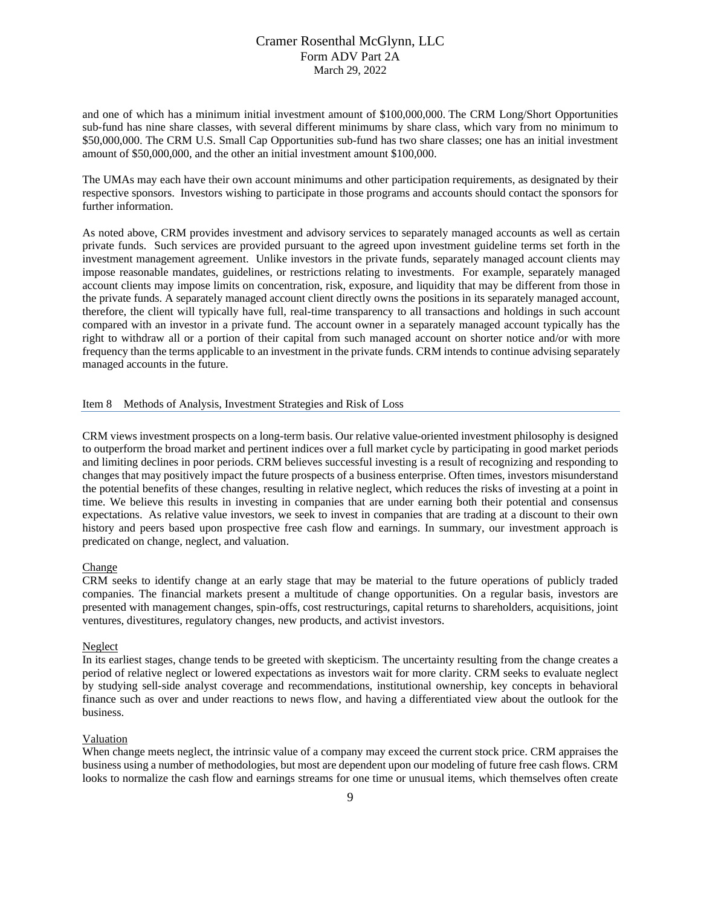and one of which has a minimum initial investment amount of $100,000,000. The CRM Long/Short Opportunities sub-fund has nine share classes, with several different minimums by share class, which vary from no minimum to $50,000,000. The CRM U.S. Small Cap Opportunities sub-fund has two share classes; one has an initial investment amount of $50,000,000, and the other an initial investment amount $100,000.

The UMAs may each have their own account minimums and other participation requirements, as designated by their respective sponsors. Investors wishing to participate in those programs and accounts should contact the sponsors for further information.

As noted above, CRM provides investment and advisory services to separately managed accounts as well as certain private funds. Such services are provided pursuant to the agreed upon investment guideline terms set forth in the investment management agreement. Unlike investors in the private funds, separately managed account clients may impose reasonable mandates, guidelines, or restrictions relating to investments. For example, separately managed account clients may impose limits on concentration, risk, exposure, and liquidity that may be different from those in the private funds. A separately managed account client directly owns the positions in its separately managed account, therefore, the client will typically have full, real-time transparency to all transactions and holdings in such account compared with an investor in a private fund. The account owner in a separately managed account typically has the right to withdraw all or a portion of their capital from such managed account on shorter notice and/or with more frequency than the terms applicable to an investment in the private funds. CRM intends to continue advising separately managed accounts in the future.

## Item 8 Methods of Analysis, Investment Strategies and Risk of Loss

CRM views investment prospects on a long-term basis. Our relative value-oriented investment philosophy is designed to outperform the broad market and pertinent indices over a full market cycle by participating in good market periods and limiting declines in poor periods. CRM believes successful investing is a result of recognizing and responding to changes that may positively impact the future prospects of a business enterprise. Often times, investors misunderstand the potential benefits of these changes, resulting in relative neglect, which reduces the risks of investing at a point in time. We believe this results in investing in companies that are under earning both their potential and consensus expectations. As relative value investors, we seek to invest in companies that are trading at a discount to their own history and peers based upon prospective free cash flow and earnings. In summary, our investment approach is predicated on change, neglect, and valuation.

### Change

CRM seeks to identify change at an early stage that may be material to the future operations of publicly traded companies. The financial markets present a multitude of change opportunities. On a regular basis, investors are presented with management changes, spin-offs, cost restructurings, capital returns to shareholders, acquisitions, joint ventures, divestitures, regulatory changes, new products, and activist investors.

### Neglect

In its earliest stages, change tends to be greeted with skepticism. The uncertainty resulting from the change creates a period of relative neglect or lowered expectations as investors wait for more clarity. CRM seeks to evaluate neglect by studying sell-side analyst coverage and recommendations, institutional ownership, key concepts in behavioral finance such as over and under reactions to news flow, and having a differentiated view about the outlook for the business.

### Valuation

When change meets neglect, the intrinsic value of a company may exceed the current stock price. CRM appraises the business using a number of methodologies, but most are dependent upon our modeling of future free cash flows. CRM looks to normalize the cash flow and earnings streams for one time or unusual items, which themselves often create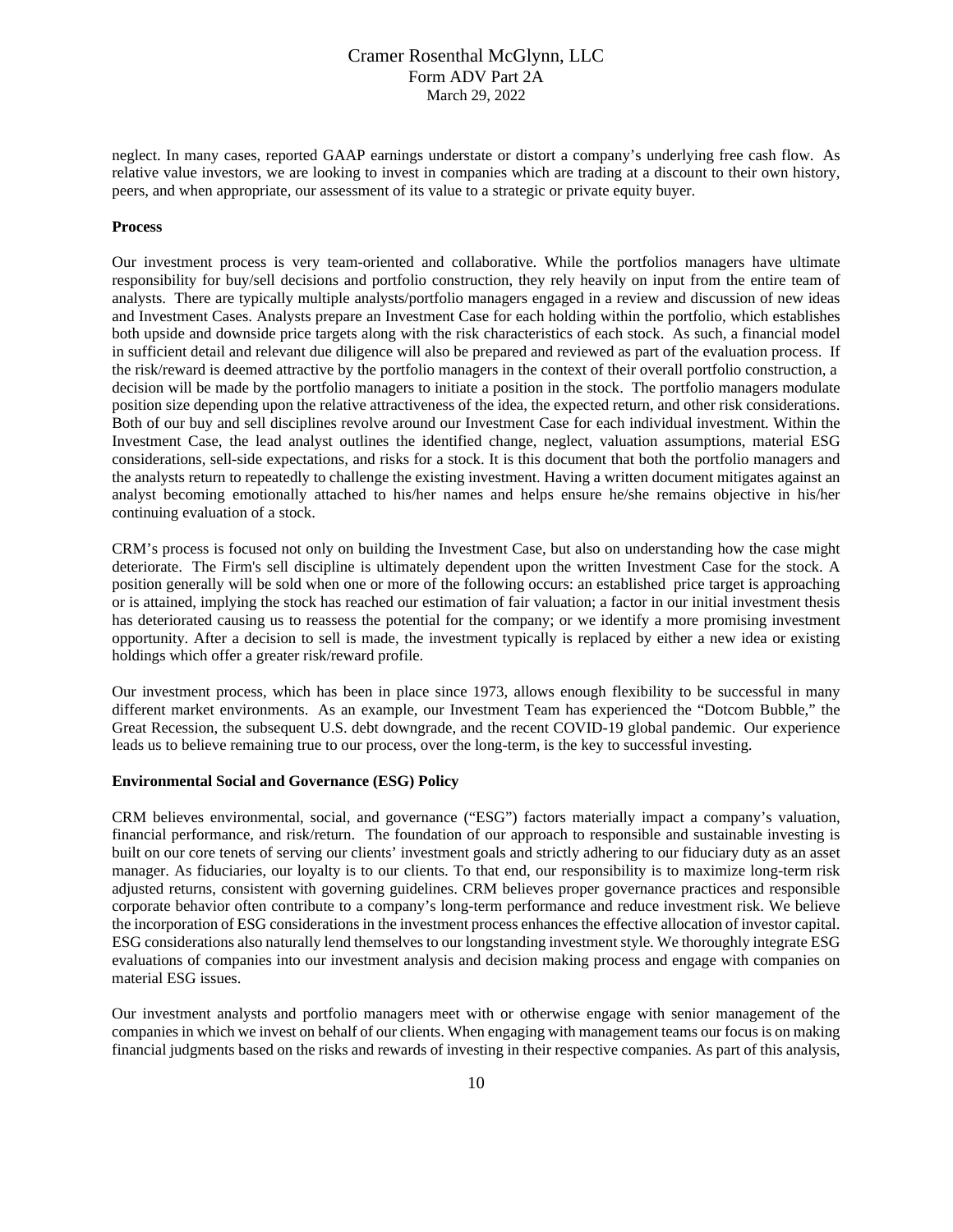neglect. In many cases, reported GAAP earnings understate or distort a company's underlying free cash flow. As relative value investors, we are looking to invest in companies which are trading at a discount to their own history, peers, and when appropriate, our assessment of its value to a strategic or private equity buyer.

**Process**

Our investment process is very team-oriented and collaborative. While the portfolios managers have ultimate responsibility for buy/sell decisions and portfolio construction, they rely heavily on input from the entire team of analysts. There are typically multiple analysts/portfolio managers engaged in a review and discussion of new ideas and Investment Cases. Analysts prepare an Investment Case for each holding within the portfolio, which establishes both upside and downside price targets along with the risk characteristics of each stock. As such, a financial model in sufficient detail and relevant due diligence will also be prepared and reviewed as part of the evaluation process. If the risk/reward is deemed attractive by the portfolio managers in the context of their overall portfolio construction, a decision will be made by the portfolio managers to initiate a position in the stock. The portfolio managers modulate position size depending upon the relative attractiveness of the idea, the expected return, and other risk considerations. Both of our buy and sell disciplines revolve around our Investment Case for each individual investment. Within the Investment Case, the lead analyst outlines the identified change, neglect, valuation assumptions, material ESG considerations, sell-side expectations, and risks for a stock. It is this document that both the portfolio managers and the analysts return to repeatedly to challenge the existing investment. Having a written document mitigates against an analyst becoming emotionally attached to his/her names and helps ensure he/she remains objective in his/her continuing evaluation of a stock.

CRM's process is focused not only on building the Investment Case, but also on understanding how the case might deteriorate. The Firm's sell discipline is ultimately dependent upon the written Investment Case for the stock. A position generally will be sold when one or more of the following occurs: an established price target is approaching or is attained, implying the stock has reached our estimation of fair valuation; a factor in our initial investment thesis has deteriorated causing us to reassess the potential for the company; or we identify a more promising investment opportunity. After a decision to sell is made, the investment typically is replaced by either a new idea or existing holdings which offer a greater risk/reward profile.

Our investment process, which has been in place since 1973, allows enough flexibility to be successful in many different market environments. As an example, our Investment Team has experienced the "Dotcom Bubble," the Great Recession, the subsequent U.S. debt downgrade, and the recent COVID-19 global pandemic. Our experience leads us to believe remaining true to our process, over the long-term, is the key to successful investing.

**Environmental Social and Governance (ESG) Policy**

CRM believes environmental, social, and governance ("ESG") factors materially impact a company's valuation, financial performance, and risk/return. The foundation of our approach to responsible and sustainable investing is built on our core tenets of serving our clients' investment goals and strictly adhering to our fiduciary duty as an asset manager. As fiduciaries, our loyalty is to our clients. To that end, our responsibility is to maximize long-term risk adjusted returns, consistent with governing guidelines. CRM believes proper governance practices and responsible corporate behavior often contribute to a company's long-term performance and reduce investment risk. We believe the incorporation of ESG considerations in the investment process enhances the effective allocation of investor capital. ESG considerations also naturally lend themselves to our longstanding investment style. We thoroughly integrate ESG evaluations of companies into our investment analysis and decision making process and engage with companies on material ESG issues.

Our investment analysts and portfolio managers meet with or otherwise engage with senior management of the companies in which we invest on behalf of our clients. When engaging with management teams our focus is on making financial judgments based on the risks and rewards of investing in their respective companies. As part of this analysis,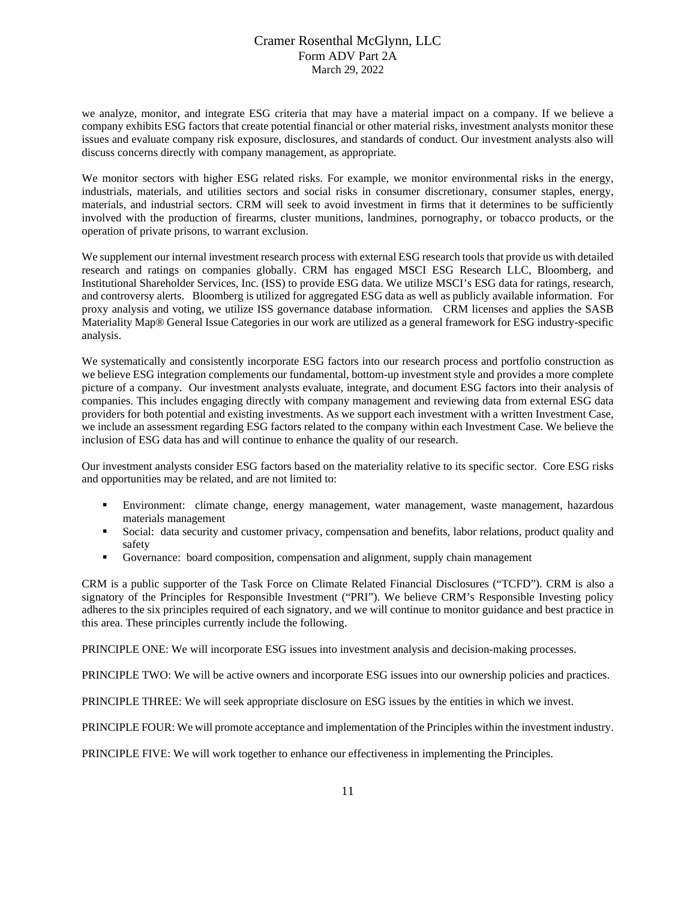we analyze, monitor, and integrate ESG criteria that may have a material impact on a company. If we believe a company exhibits ESG factors that create potential financial or other material risks, investment analysts monitor these issues and evaluate company risk exposure, disclosures, and standards of conduct. Our investment analysts also will discuss concerns directly with company management, as appropriate.

We monitor sectors with higher ESG related risks. For example, we monitor environmental risks in the energy, industrials, materials, and utilities sectors and social risks in consumer discretionary, consumer staples, energy, materials, and industrial sectors. CRM will seek to avoid investment in firms that it determines to be sufficiently involved with the production of firearms, cluster munitions, landmines, pornography, or tobacco products, or the operation of private prisons, to warrant exclusion.

We supplement our internal investment research process with external ESG research tools that provide us with detailed research and ratings on companies globally. CRM has engaged MSCI ESG Research LLC, Bloomberg, and Institutional Shareholder Services, Inc. (ISS) to provide ESG data. We utilize MSCI's ESG data for ratings, research, and controversy alerts. Bloomberg is utilized for aggregated ESG data as well as publicly available information. For proxy analysis and voting, we utilize ISS governance database information. CRM licenses and applies the SASB Materiality Map® General Issue Categories in our work are utilized as a general framework for ESG industry-specific analysis.

We systematically and consistently incorporate ESG factors into our research process and portfolio construction as we believe ESG integration complements our fundamental, bottom-up investment style and provides a more complete picture of a company. Our investment analysts evaluate, integrate, and document ESG factors into their analysis of companies. This includes engaging directly with company management and reviewing data from external ESG data providers for both potential and existing investments. As we support each investment with a written Investment Case, we include an assessment regarding ESG factors related to the company within each Investment Case. We believe the inclusion of ESG data has and will continue to enhance the quality of our research.

Our investment analysts consider ESG factors based on the materiality relative to its specific sector. Core ESG risks and opportunities may be related, and are not limited to:

- Environment: climate change, energy management, water management, waste management, hazardous materials management
- Social: data security and customer privacy, compensation and benefits, labor relations, product quality and safety
- Governance: board composition, compensation and alignment, supply chain management

CRM is a public supporter of the Task Force on Climate Related Financial Disclosures ("TCFD"). CRM is also a signatory of the Principles for Responsible Investment ("PRI"). We believe CRM's Responsible Investing policy adheres to the six principles required of each signatory, and we will continue to monitor guidance and best practice in this area. These principles currently include the following.

PRINCIPLE ONE: We will incorporate ESG issues into investment analysis and decision-making processes.

PRINCIPLE TWO: We will be active owners and incorporate ESG issues into our ownership policies and practices.

PRINCIPLE THREE: We will seek appropriate disclosure on ESG issues by the entities in which we invest.

PRINCIPLE FOUR: We will promote acceptance and implementation of the Principles within the investment industry.

PRINCIPLE FIVE: We will work together to enhance our effectiveness in implementing the Principles.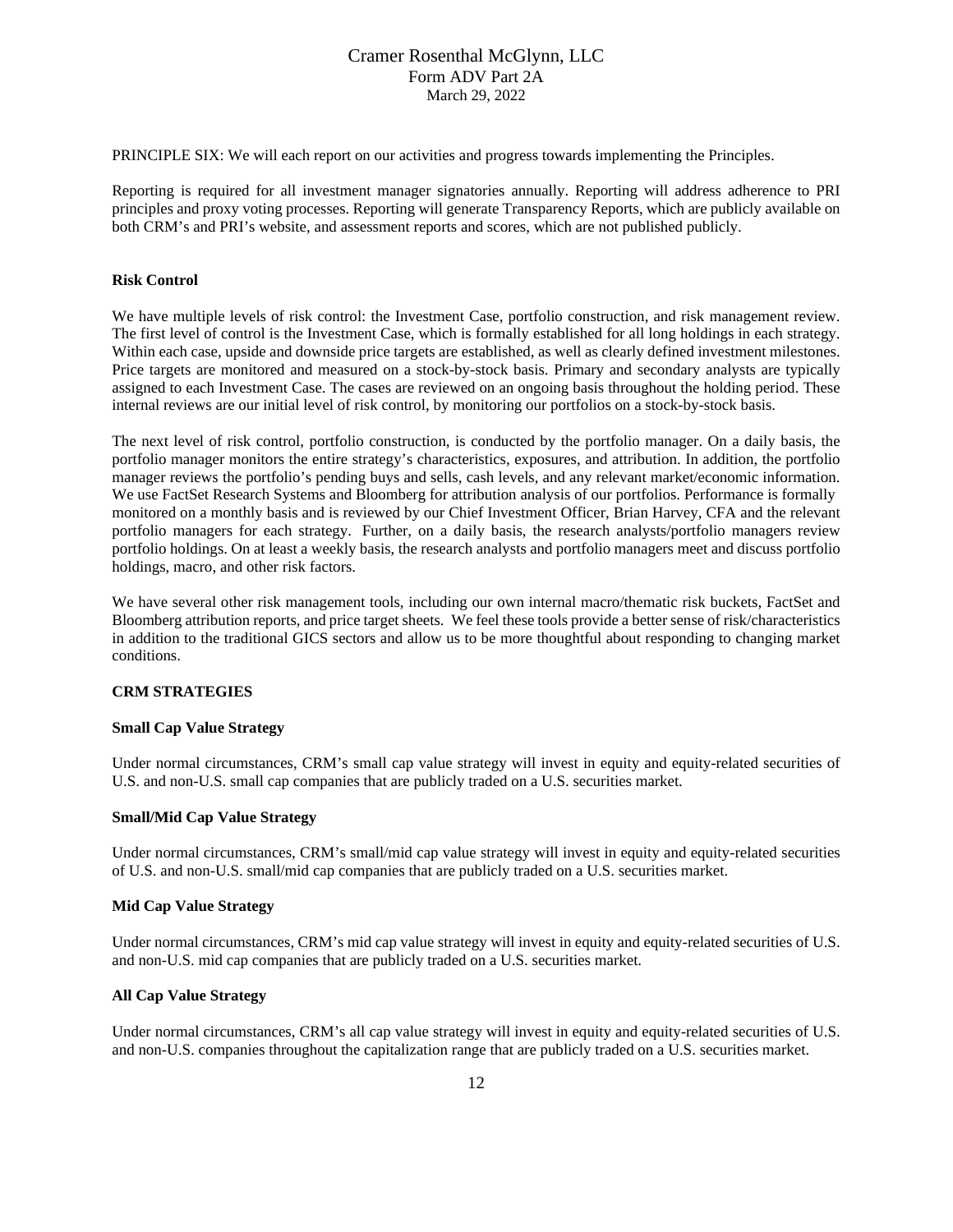PRINCIPLE SIX: We will each report on our activities and progress towards implementing the Principles.

Reporting is required for all investment manager signatories annually. Reporting will address adherence to PRI principles and proxy voting processes. Reporting will generate Transparency Reports, which are publicly available on both CRM's and PRI's website, and assessment reports and scores, which are not published publicly.

**Risk Control**

We have multiple levels of risk control: the Investment Case, portfolio construction, and risk management review. The first level of control is the Investment Case, which is formally established for all long holdings in each strategy. Within each case, upside and downside price targets are established, as well as clearly defined investment milestones. Price targets are monitored and measured on a stock-by-stock basis. Primary and secondary analysts are typically assigned to each Investment Case. The cases are reviewed on an ongoing basis throughout the holding period. These internal reviews are our initial level of risk control, by monitoring our portfolios on a stock-by-stock basis.

The next level of risk control, portfolio construction, is conducted by the portfolio manager. On a daily basis, the portfolio manager monitors the entire strategy's characteristics, exposures, and attribution. In addition, the portfolio manager reviews the portfolio's pending buys and sells, cash levels, and any relevant market/economic information. We use FactSet Research Systems and Bloomberg for attribution analysis of our portfolios. Performance is formally monitored on a monthly basis and is reviewed by our Chief Investment Officer, Brian Harvey, CFA and the relevant portfolio managers for each strategy. Further, on a daily basis, the research analysts/portfolio managers review portfolio holdings. On at least a weekly basis, the research analysts and portfolio managers meet and discuss portfolio holdings, macro, and other risk factors.

We have several other risk management tools, including our own internal macro/thematic risk buckets, FactSet and Bloomberg attribution reports, and price target sheets. We feel these tools provide a better sense of risk/characteristics in addition to the traditional GICS sectors and allow us to be more thoughtful about responding to changing market conditions.

**CRM STRATEGIES**

**Small Cap Value Strategy**

Under normal circumstances, CRM's small cap value strategy will invest in equity and equity-related securities of U.S. and non-U.S. small cap companies that are publicly traded on a U.S. securities market.

**Small/Mid Cap Value Strategy**

Under normal circumstances, CRM's small/mid cap value strategy will invest in equity and equity-related securities of U.S. and non-U.S. small/mid cap companies that are publicly traded on a U.S. securities market.

**Mid Cap Value Strategy**

Under normal circumstances, CRM's mid cap value strategy will invest in equity and equity-related securities of U.S. and non-U.S. mid cap companies that are publicly traded on a U.S. securities market.

**All Cap Value Strategy**

Under normal circumstances, CRM's all cap value strategy will invest in equity and equity-related securities of U.S. and non-U.S. companies throughout the capitalization range that are publicly traded on a U.S. securities market.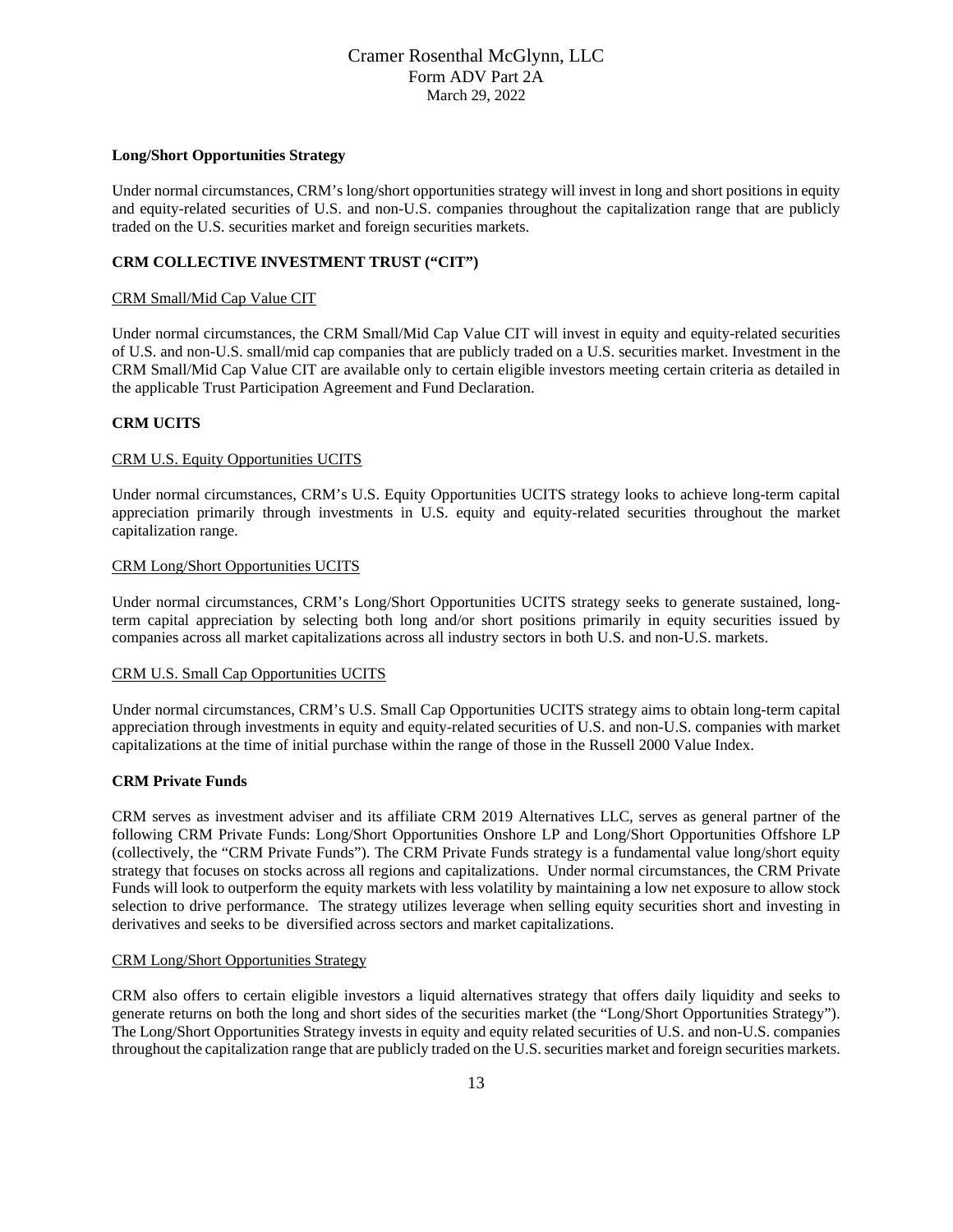**Long/Short Opportunities Strategy**

Under normal circumstances, CRM's long/short opportunities strategy will invest in long and short positions in equity and equity-related securities of U.S. and non-U.S. companies throughout the capitalization range that are publicly traded on the U.S. securities market and foreign securities markets.

**CRM COLLECTIVE INVESTMENT TRUST ("CIT")**

<u>CRM Small/Mid Cap Value CIT</u>

Under normal circumstances, the CRM Small/Mid Cap Value CIT will invest in equity and equity-related securities of U.S. and non-U.S. small/mid cap companies that are publicly traded on a U.S. securities market. Investment in the CRM Small/Mid Cap Value CIT are available only to certain eligible investors meeting certain criteria as detailed in the applicable Trust Participation Agreement and Fund Declaration.

**CRM UCITS**

<u>CRM U.S. Equity Opportunities UCITS</u>

Under normal circumstances, CRM's U.S. Equity Opportunities UCITS strategy looks to achieve long-term capital appreciation primarily through investments in U.S. equity and equity-related securities throughout the market capitalization range.

<u>CRM Long/Short Opportunities UCITS</u>

Under normal circumstances, CRM's Long/Short Opportunities UCITS strategy seeks to generate sustained, long-term capital appreciation by selecting both long and/or short positions primarily in equity securities issued by companies across all market capitalizations across all industry sectors in both U.S. and non-U.S. markets.

<u>CRM U.S. Small Cap Opportunities UCITS</u>

Under normal circumstances, CRM's U.S. Small Cap Opportunities UCITS strategy aims to obtain long-term capital appreciation through investments in equity and equity-related securities of U.S. and non-U.S. companies with market capitalizations at the time of initial purchase within the range of those in the Russell 2000 Value Index.

**CRM Private Funds**

CRM serves as investment adviser and its affiliate CRM 2019 Alternatives LLC, serves as general partner of the following CRM Private Funds: Long/Short Opportunities Onshore LP and Long/Short Opportunities Offshore LP (collectively, the "CRM Private Funds"). The CRM Private Funds strategy is a fundamental value long/short equity strategy that focuses on stocks across all regions and capitalizations. Under normal circumstances, the CRM Private Funds will look to outperform the equity markets with less volatility by maintaining a low net exposure to allow stock selection to drive performance. The strategy utilizes leverage when selling equity securities short and investing in derivatives and seeks to be diversified across sectors and market capitalizations.

<u>CRM Long/Short Opportunities Strategy</u>

CRM also offers to certain eligible investors a liquid alternatives strategy that offers daily liquidity and seeks to generate returns on both the long and short sides of the securities market (the "Long/Short Opportunities Strategy"). The Long/Short Opportunities Strategy invests in equity and equity related securities of U.S. and non-U.S. companies throughout the capitalization range that are publicly traded on the U.S. securities market and foreign securities markets.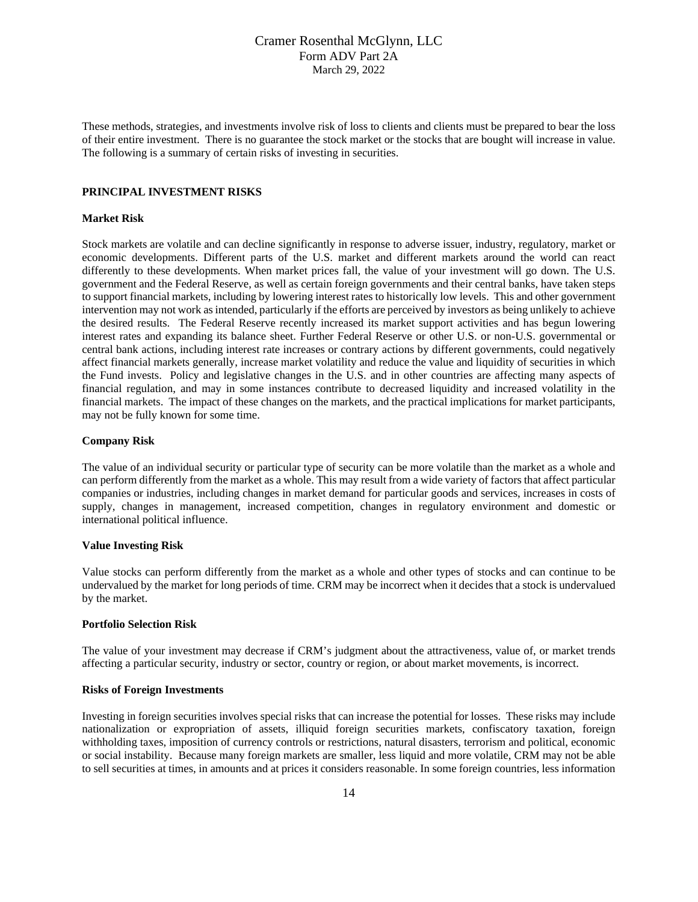These methods, strategies, and investments involve risk of loss to clients and clients must be prepared to bear the loss of their entire investment. There is no guarantee the stock market or the stocks that are bought will increase in value. The following is a summary of certain risks of investing in securities.

**PRINCIPAL INVESTMENT RISKS**

**Market Risk**

Stock markets are volatile and can decline significantly in response to adverse issuer, industry, regulatory, market or economic developments. Different parts of the U.S. market and different markets around the world can react differently to these developments. When market prices fall, the value of your investment will go down. The U.S. government and the Federal Reserve, as well as certain foreign governments and their central banks, have taken steps to support financial markets, including by lowering interest rates to historically low levels. This and other government intervention may not work as intended, particularly if the efforts are perceived by investors as being unlikely to achieve the desired results. The Federal Reserve recently increased its market support activities and has begun lowering interest rates and expanding its balance sheet. Further Federal Reserve or other U.S. or non-U.S. governmental or central bank actions, including interest rate increases or contrary actions by different governments, could negatively affect financial markets generally, increase market volatility and reduce the value and liquidity of securities in which the Fund invests. Policy and legislative changes in the U.S. and in other countries are affecting many aspects of financial regulation, and may in some instances contribute to decreased liquidity and increased volatility in the financial markets. The impact of these changes on the markets, and the practical implications for market participants, may not be fully known for some time.

**Company Risk**

The value of an individual security or particular type of security can be more volatile than the market as a whole and can perform differently from the market as a whole. This may result from a wide variety of factors that affect particular companies or industries, including changes in market demand for particular goods and services, increases in costs of supply, changes in management, increased competition, changes in regulatory environment and domestic or international political influence.

**Value Investing Risk**

Value stocks can perform differently from the market as a whole and other types of stocks and can continue to be undervalued by the market for long periods of time. CRM may be incorrect when it decides that a stock is undervalued by the market.

**Portfolio Selection Risk**

The value of your investment may decrease if CRM's judgment about the attractiveness, value of, or market trends affecting a particular security, industry or sector, country or region, or about market movements, is incorrect.

**Risks of Foreign Investments**

Investing in foreign securities involves special risks that can increase the potential for losses. These risks may include nationalization or expropriation of assets, illiquid foreign securities markets, confiscatory taxation, foreign withholding taxes, imposition of currency controls or restrictions, natural disasters, terrorism and political, economic or social instability. Because many foreign markets are smaller, less liquid and more volatile, CRM may not be able to sell securities at times, in amounts and at prices it considers reasonable. In some foreign countries, less information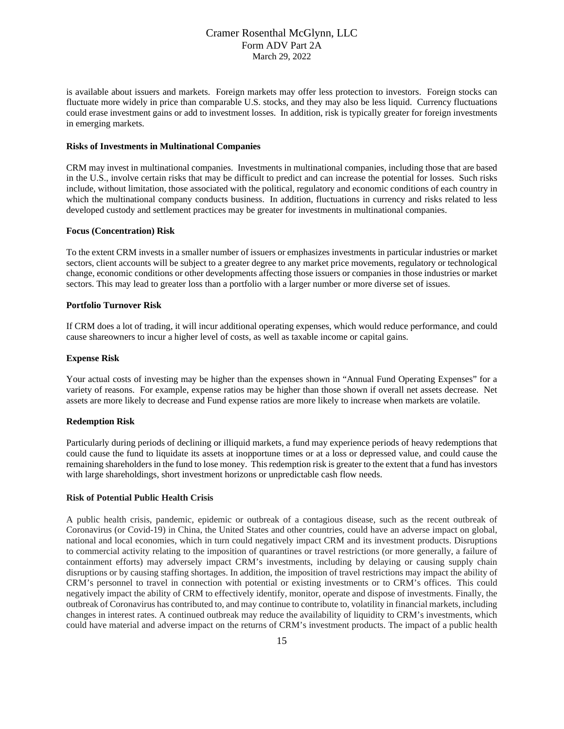is available about issuers and markets. Foreign markets may offer less protection to investors. Foreign stocks can fluctuate more widely in price than comparable U.S. stocks, and they may also be less liquid. Currency fluctuations could erase investment gains or add to investment losses. In addition, risk is typically greater for foreign investments in emerging markets.

**Risks of Investments in Multinational Companies**

CRM may invest in multinational companies. Investments in multinational companies, including those that are based in the U.S., involve certain risks that may be difficult to predict and can increase the potential for losses. Such risks include, without limitation, those associated with the political, regulatory and economic conditions of each country in which the multinational company conducts business. In addition, fluctuations in currency and risks related to less developed custody and settlement practices may be greater for investments in multinational companies.

**Focus (Concentration) Risk**

To the extent CRM invests in a smaller number of issuers or emphasizes investments in particular industries or market sectors, client accounts will be subject to a greater degree to any market price movements, regulatory or technological change, economic conditions or other developments affecting those issuers or companies in those industries or market sectors. This may lead to greater loss than a portfolio with a larger number or more diverse set of issues.

**Portfolio Turnover Risk**

If CRM does a lot of trading, it will incur additional operating expenses, which would reduce performance, and could cause shareowners to incur a higher level of costs, as well as taxable income or capital gains.

**Expense Risk**

Your actual costs of investing may be higher than the expenses shown in "Annual Fund Operating Expenses" for a variety of reasons. For example, expense ratios may be higher than those shown if overall net assets decrease. Net assets are more likely to decrease and Fund expense ratios are more likely to increase when markets are volatile.

**Redemption Risk**

Particularly during periods of declining or illiquid markets, a fund may experience periods of heavy redemptions that could cause the fund to liquidate its assets at inopportune times or at a loss or depressed value, and could cause the remaining shareholders in the fund to lose money. This redemption risk is greater to the extent that a fund has investors with large shareholdings, short investment horizons or unpredictable cash flow needs.

**Risk of Potential Public Health Crisis**

A public health crisis, pandemic, epidemic or outbreak of a contagious disease, such as the recent outbreak of Coronavirus (or Covid-19) in China, the United States and other countries, could have an adverse impact on global, national and local economies, which in turn could negatively impact CRM and its investment products. Disruptions to commercial activity relating to the imposition of quarantines or travel restrictions (or more generally, a failure of containment efforts) may adversely impact CRM's investments, including by delaying or causing supply chain disruptions or by causing staffing shortages. In addition, the imposition of travel restrictions may impact the ability of CRM's personnel to travel in connection with potential or existing investments or to CRM's offices. This could negatively impact the ability of CRM to effectively identify, monitor, operate and dispose of investments. Finally, the outbreak of Coronavirus has contributed to, and may continue to contribute to, volatility in financial markets, including changes in interest rates. A continued outbreak may reduce the availability of liquidity to CRM's investments, which could have material and adverse impact on the returns of CRM's investment products. The impact of a public health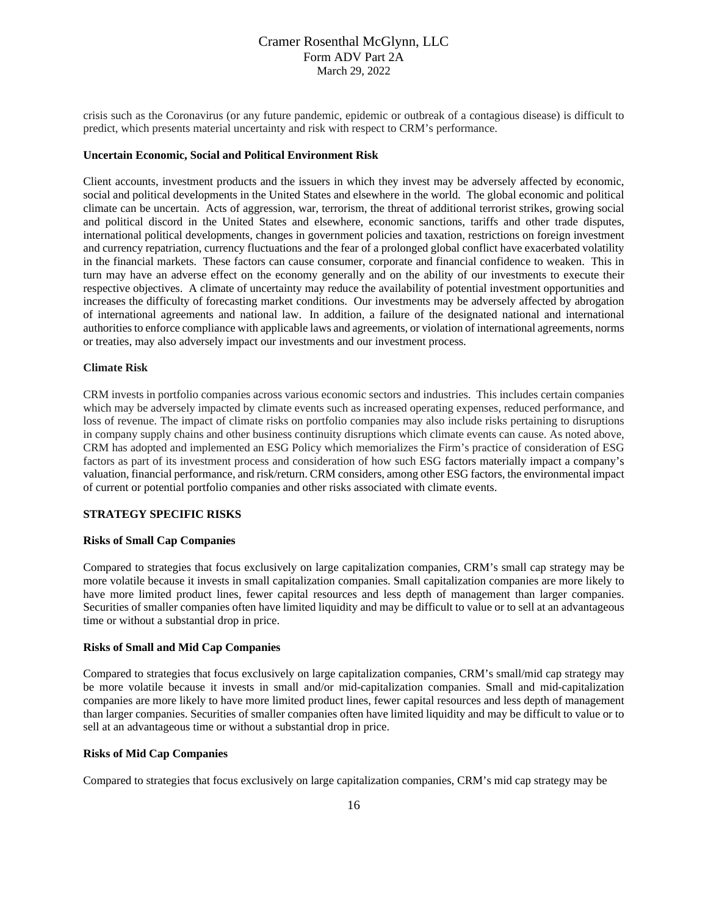crisis such as the Coronavirus (or any future pandemic, epidemic or outbreak of a contagious disease) is difficult to predict, which presents material uncertainty and risk with respect to CRM's performance.

**Uncertain Economic, Social and Political Environment Risk**

Client accounts, investment products and the issuers in which they invest may be adversely affected by economic, social and political developments in the United States and elsewhere in the world. The global economic and political climate can be uncertain. Acts of aggression, war, terrorism, the threat of additional terrorist strikes, growing social and political discord in the United States and elsewhere, economic sanctions, tariffs and other trade disputes, international political developments, changes in government policies and taxation, restrictions on foreign investment and currency repatriation, currency fluctuations and the fear of a prolonged global conflict have exacerbated volatility in the financial markets. These factors can cause consumer, corporate and financial confidence to weaken. This in turn may have an adverse effect on the economy generally and on the ability of our investments to execute their respective objectives. A climate of uncertainty may reduce the availability of potential investment opportunities and increases the difficulty of forecasting market conditions. Our investments may be adversely affected by abrogation of international agreements and national law. In addition, a failure of the designated national and international authorities to enforce compliance with applicable laws and agreements, or violation of international agreements, norms or treaties, may also adversely impact our investments and our investment process.

**Climate Risk**

CRM invests in portfolio companies across various economic sectors and industries. This includes certain companies which may be adversely impacted by climate events such as increased operating expenses, reduced performance, and loss of revenue. The impact of climate risks on portfolio companies may also include risks pertaining to disruptions in company supply chains and other business continuity disruptions which climate events can cause. As noted above, CRM has adopted and implemented an ESG Policy which memorializes the Firm's practice of consideration of ESG factors as part of its investment process and consideration of how such ESG factors materially impact a company's valuation, financial performance, and risk/return. CRM considers, among other ESG factors, the environmental impact of current or potential portfolio companies and other risks associated with climate events.

**STRATEGY SPECIFIC RISKS**

**Risks of Small Cap Companies**

Compared to strategies that focus exclusively on large capitalization companies, CRM's small cap strategy may be more volatile because it invests in small capitalization companies. Small capitalization companies are more likely to have more limited product lines, fewer capital resources and less depth of management than larger companies. Securities of smaller companies often have limited liquidity and may be difficult to value or to sell at an advantageous time or without a substantial drop in price.

**Risks of Small and Mid Cap Companies**

Compared to strategies that focus exclusively on large capitalization companies, CRM's small/mid cap strategy may be more volatile because it invests in small and/or mid-capitalization companies. Small and mid-capitalization companies are more likely to have more limited product lines, fewer capital resources and less depth of management than larger companies. Securities of smaller companies often have limited liquidity and may be difficult to value or to sell at an advantageous time or without a substantial drop in price.

**Risks of Mid Cap Companies**

Compared to strategies that focus exclusively on large capitalization companies, CRM's mid cap strategy may be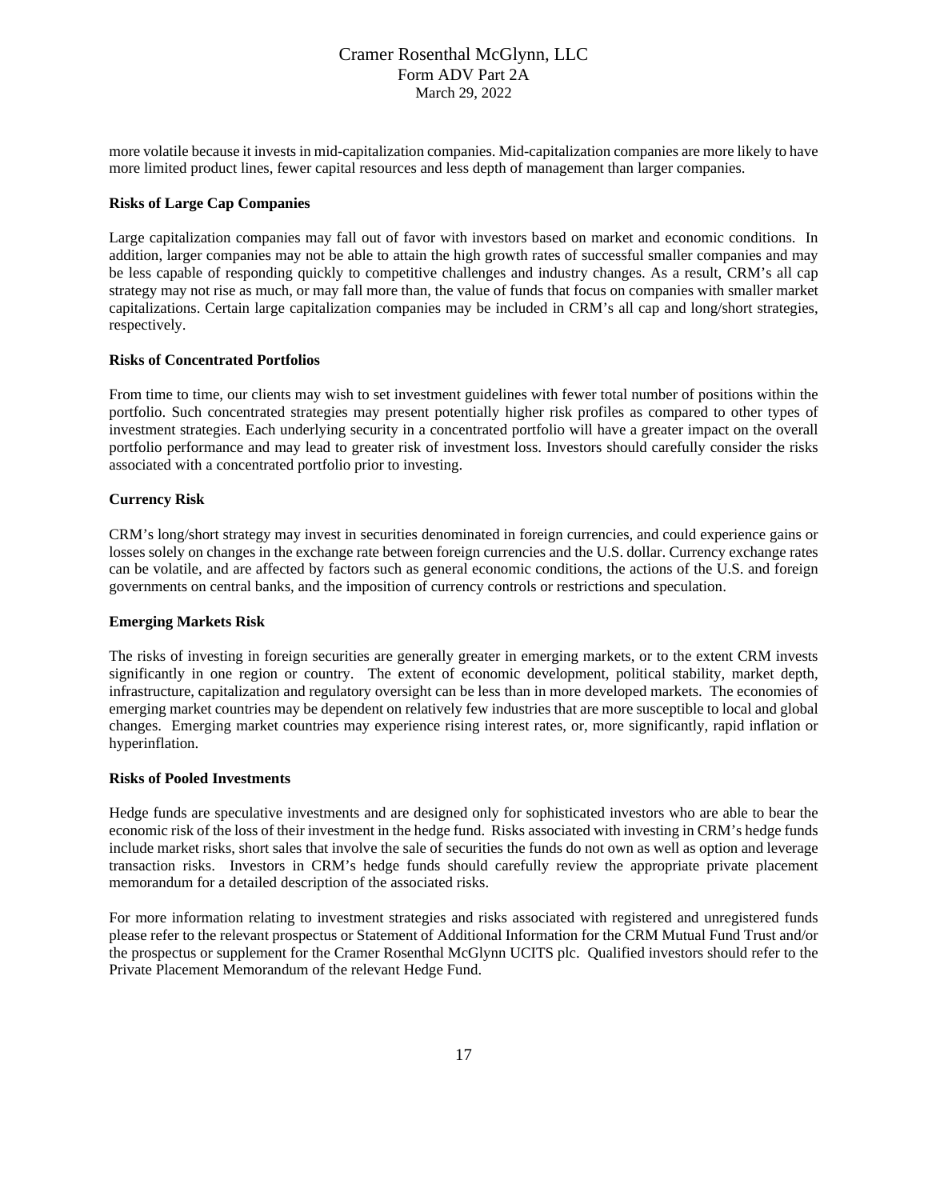more volatile because it invests in mid-capitalization companies. Mid-capitalization companies are more likely to have more limited product lines, fewer capital resources and less depth of management than larger companies.

**Risks of Large Cap Companies**

Large capitalization companies may fall out of favor with investors based on market and economic conditions. In addition, larger companies may not be able to attain the high growth rates of successful smaller companies and may be less capable of responding quickly to competitive challenges and industry changes. As a result, CRM's all cap strategy may not rise as much, or may fall more than, the value of funds that focus on companies with smaller market capitalizations. Certain large capitalization companies may be included in CRM's all cap and long/short strategies, respectively.

**Risks of Concentrated Portfolios**

From time to time, our clients may wish to set investment guidelines with fewer total number of positions within the portfolio. Such concentrated strategies may present potentially higher risk profiles as compared to other types of investment strategies. Each underlying security in a concentrated portfolio will have a greater impact on the overall portfolio performance and may lead to greater risk of investment loss. Investors should carefully consider the risks associated with a concentrated portfolio prior to investing.

**Currency Risk**

CRM's long/short strategy may invest in securities denominated in foreign currencies, and could experience gains or losses solely on changes in the exchange rate between foreign currencies and the U.S. dollar. Currency exchange rates can be volatile, and are affected by factors such as general economic conditions, the actions of the U.S. and foreign governments on central banks, and the imposition of currency controls or restrictions and speculation.

**Emerging Markets Risk**

The risks of investing in foreign securities are generally greater in emerging markets, or to the extent CRM invests significantly in one region or country. The extent of economic development, political stability, market depth, infrastructure, capitalization and regulatory oversight can be less than in more developed markets. The economies of emerging market countries may be dependent on relatively few industries that are more susceptible to local and global changes. Emerging market countries may experience rising interest rates, or, more significantly, rapid inflation or hyperinflation.

**Risks of Pooled Investments**

Hedge funds are speculative investments and are designed only for sophisticated investors who are able to bear the economic risk of the loss of their investment in the hedge fund. Risks associated with investing in CRM's hedge funds include market risks, short sales that involve the sale of securities the funds do not own as well as option and leverage transaction risks. Investors in CRM's hedge funds should carefully review the appropriate private placement memorandum for a detailed description of the associated risks.

For more information relating to investment strategies and risks associated with registered and unregistered funds please refer to the relevant prospectus or Statement of Additional Information for the CRM Mutual Fund Trust and/or the prospectus or supplement for the Cramer Rosenthal McGlynn UCITS plc. Qualified investors should refer to the Private Placement Memorandum of the relevant Hedge Fund.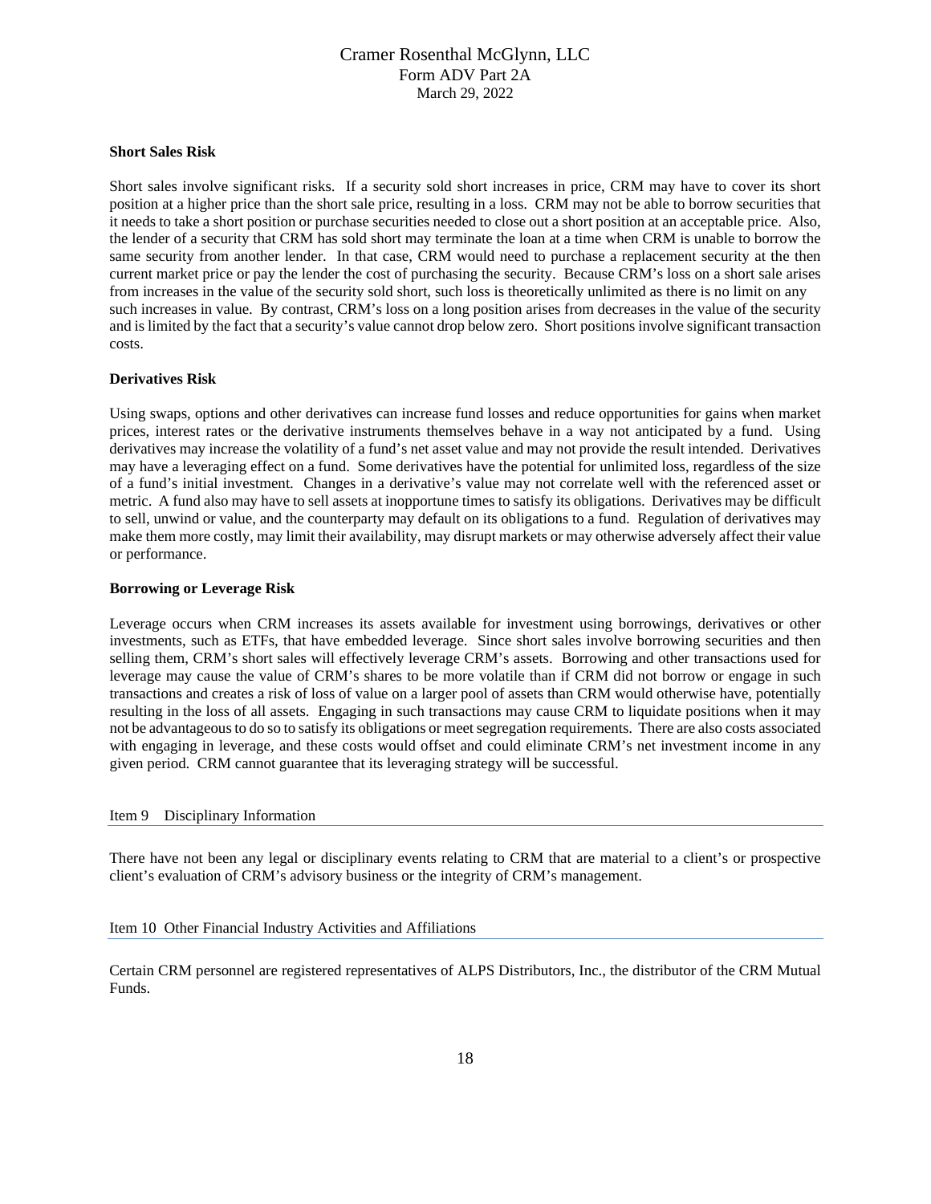**Short Sales Risk**

Short sales involve significant risks. If a security sold short increases in price, CRM may have to cover its short position at a higher price than the short sale price, resulting in a loss. CRM may not be able to borrow securities that it needs to take a short position or purchase securities needed to close out a short position at an acceptable price. Also, the lender of a security that CRM has sold short may terminate the loan at a time when CRM is unable to borrow the same security from another lender. In that case, CRM would need to purchase a replacement security at the then current market price or pay the lender the cost of purchasing the security. Because CRM's loss on a short sale arises from increases in the value of the security sold short, such loss is theoretically unlimited as there is no limit on any such increases in value. By contrast, CRM's loss on a long position arises from decreases in the value of the security and is limited by the fact that a security's value cannot drop below zero. Short positions involve significant transaction costs.

**Derivatives Risk**

Using swaps, options and other derivatives can increase fund losses and reduce opportunities for gains when market prices, interest rates or the derivative instruments themselves behave in a way not anticipated by a fund. Using derivatives may increase the volatility of a fund's net asset value and may not provide the result intended. Derivatives may have a leveraging effect on a fund. Some derivatives have the potential for unlimited loss, regardless of the size of a fund's initial investment. Changes in a derivative's value may not correlate well with the referenced asset or metric. A fund also may have to sell assets at inopportune times to satisfy its obligations. Derivatives may be difficult to sell, unwind or value, and the counterparty may default on its obligations to a fund. Regulation of derivatives may make them more costly, may limit their availability, may disrupt markets or may otherwise adversely affect their value or performance.

**Borrowing or Leverage Risk**

Leverage occurs when CRM increases its assets available for investment using borrowings, derivatives or other investments, such as ETFs, that have embedded leverage. Since short sales involve borrowing securities and then selling them, CRM's short sales will effectively leverage CRM's assets. Borrowing and other transactions used for leverage may cause the value of CRM's shares to be more volatile than if CRM did not borrow or engage in such transactions and creates a risk of loss of value on a larger pool of assets than CRM would otherwise have, potentially resulting in the loss of all assets. Engaging in such transactions may cause CRM to liquidate positions when it may not be advantageous to do so to satisfy its obligations or meet segregation requirements. There are also costs associated with engaging in leverage, and these costs would offset and could eliminate CRM's net investment income in any given period. CRM cannot guarantee that its leveraging strategy will be successful.

## Item 9 Disciplinary Information

There have not been any legal or disciplinary events relating to CRM that are material to a client's or prospective client's evaluation of CRM's advisory business or the integrity of CRM's management.

## Item 10 Other Financial Industry Activities and Affiliations

Certain CRM personnel are registered representatives of ALPS Distributors, Inc., the distributor of the CRM Mutual Funds.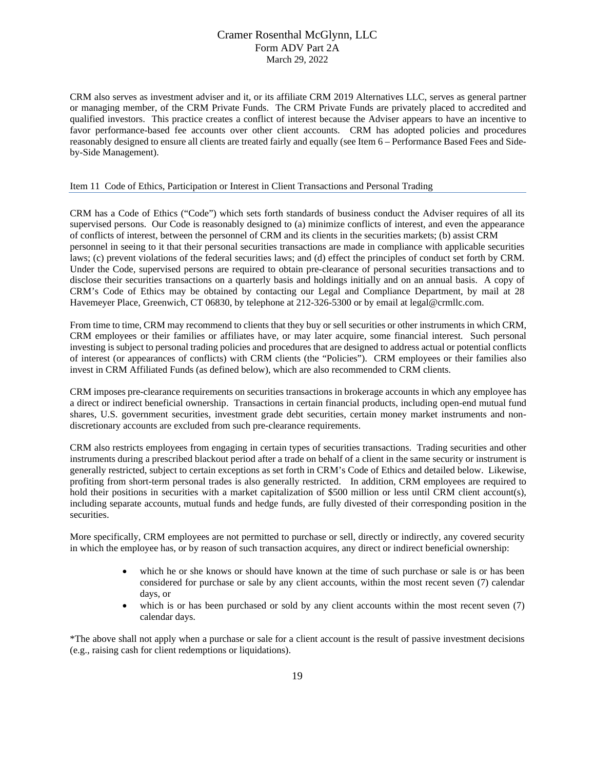CRM also serves as investment adviser and it, or its affiliate CRM 2019 Alternatives LLC, serves as general partner or managing member, of the CRM Private Funds. The CRM Private Funds are privately placed to accredited and qualified investors. This practice creates a conflict of interest because the Adviser appears to have an incentive to favor performance-based fee accounts over other client accounts. CRM has adopted policies and procedures reasonably designed to ensure all clients are treated fairly and equally (see Item 6 – Performance Based Fees and Side-by-Side Management).

## Item 11 Code of Ethics, Participation or Interest in Client Transactions and Personal Trading

CRM has a Code of Ethics ("Code") which sets forth standards of business conduct the Adviser requires of all its supervised persons. Our Code is reasonably designed to (a) minimize conflicts of interest, and even the appearance of conflicts of interest, between the personnel of CRM and its clients in the securities markets; (b) assist CRM personnel in seeing to it that their personal securities transactions are made in compliance with applicable securities laws; (c) prevent violations of the federal securities laws; and (d) effect the principles of conduct set forth by CRM. Under the Code, supervised persons are required to obtain pre-clearance of personal securities transactions and to disclose their securities transactions on a quarterly basis and holdings initially and on an annual basis. A copy of CRM's Code of Ethics may be obtained by contacting our Legal and Compliance Department, by mail at 28 Havemeyer Place, Greenwich, CT 06830, by telephone at 212-326-5300 or by email at legal@crmllc.com.

From time to time, CRM may recommend to clients that they buy or sell securities or other instruments in which CRM, CRM employees or their families or affiliates have, or may later acquire, some financial interest. Such personal investing is subject to personal trading policies and procedures that are designed to address actual or potential conflicts of interest (or appearances of conflicts) with CRM clients (the "Policies"). CRM employees or their families also invest in CRM Affiliated Funds (as defined below), which are also recommended to CRM clients.

CRM imposes pre-clearance requirements on securities transactions in brokerage accounts in which any employee has a direct or indirect beneficial ownership. Transactions in certain financial products, including open-end mutual fund shares, U.S. government securities, investment grade debt securities, certain money market instruments and non-discretionary accounts are excluded from such pre-clearance requirements.

CRM also restricts employees from engaging in certain types of securities transactions. Trading securities and other instruments during a prescribed blackout period after a trade on behalf of a client in the same security or instrument is generally restricted, subject to certain exceptions as set forth in CRM's Code of Ethics and detailed below. Likewise, profiting from short-term personal trades is also generally restricted. In addition, CRM employees are required to hold their positions in securities with a market capitalization of $500 million or less until CRM client account(s), including separate accounts, mutual funds and hedge funds, are fully divested of their corresponding position in the securities.

More specifically, CRM employees are not permitted to purchase or sell, directly or indirectly, any covered security in which the employee has, or by reason of such transaction acquires, any direct or indirect beneficial ownership:

- which he or she knows or should have known at the time of such purchase or sale is or has been considered for purchase or sale by any client accounts, within the most recent seven (7) calendar days, or
- which is or has been purchased or sold by any client accounts within the most recent seven (7) calendar days.

*The above shall not apply when a purchase or sale for a client account is the result of passive investment decisions (e.g., raising cash for client redemptions or liquidations).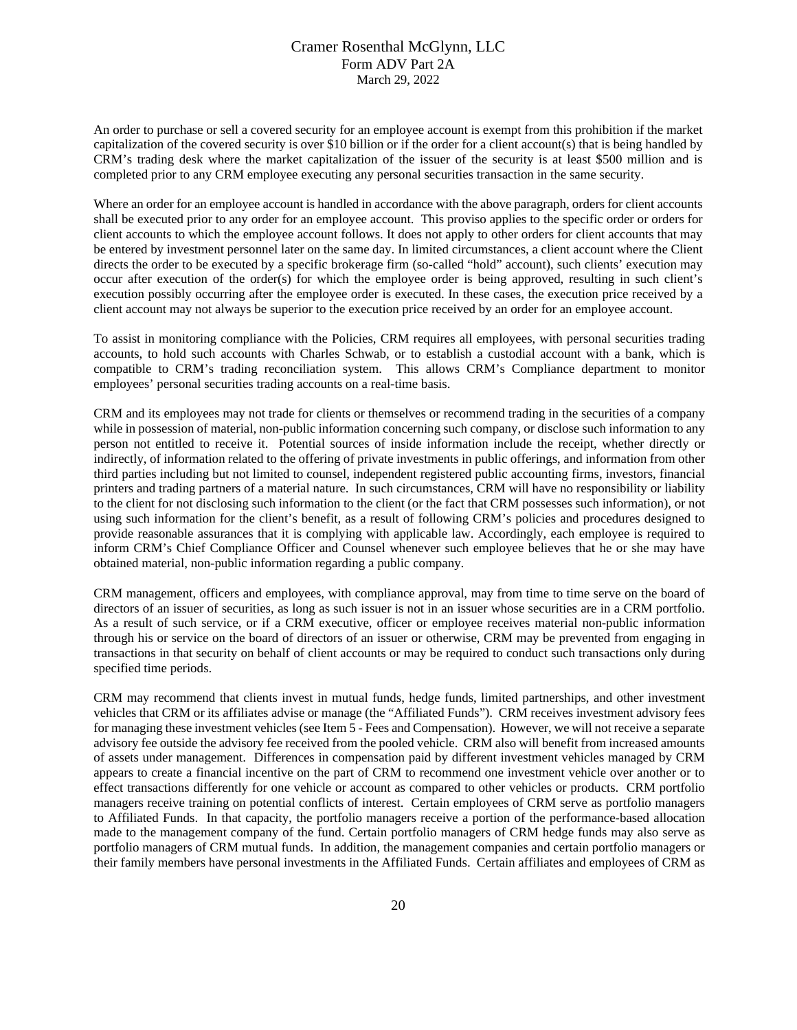An order to purchase or sell a covered security for an employee account is exempt from this prohibition if the market capitalization of the covered security is over $10 billion or if the order for a client account(s) that is being handled by CRM's trading desk where the market capitalization of the issuer of the security is at least $500 million and is completed prior to any CRM employee executing any personal securities transaction in the same security.

Where an order for an employee account is handled in accordance with the above paragraph, orders for client accounts shall be executed prior to any order for an employee account. This proviso applies to the specific order or orders for client accounts to which the employee account follows. It does not apply to other orders for client accounts that may be entered by investment personnel later on the same day. In limited circumstances, a client account where the Client directs the order to be executed by a specific brokerage firm (so-called "hold" account), such clients' execution may occur after execution of the order(s) for which the employee order is being approved, resulting in such client's execution possibly occurring after the employee order is executed. In these cases, the execution price received by a client account may not always be superior to the execution price received by an order for an employee account.

To assist in monitoring compliance with the Policies, CRM requires all employees, with personal securities trading accounts, to hold such accounts with Charles Schwab, or to establish a custodial account with a bank, which is compatible to CRM's trading reconciliation system. This allows CRM's Compliance department to monitor employees' personal securities trading accounts on a real-time basis.

CRM and its employees may not trade for clients or themselves or recommend trading in the securities of a company while in possession of material, non-public information concerning such company, or disclose such information to any person not entitled to receive it. Potential sources of inside information include the receipt, whether directly or indirectly, of information related to the offering of private investments in public offerings, and information from other third parties including but not limited to counsel, independent registered public accounting firms, investors, financial printers and trading partners of a material nature. In such circumstances, CRM will have no responsibility or liability to the client for not disclosing such information to the client (or the fact that CRM possesses such information), or not using such information for the client's benefit, as a result of following CRM's policies and procedures designed to provide reasonable assurances that it is complying with applicable law. Accordingly, each employee is required to inform CRM's Chief Compliance Officer and Counsel whenever such employee believes that he or she may have obtained material, non-public information regarding a public company.

CRM management, officers and employees, with compliance approval, may from time to time serve on the board of directors of an issuer of securities, as long as such issuer is not in an issuer whose securities are in a CRM portfolio. As a result of such service, or if a CRM executive, officer or employee receives material non-public information through his or service on the board of directors of an issuer or otherwise, CRM may be prevented from engaging in transactions in that security on behalf of client accounts or may be required to conduct such transactions only during specified time periods.

CRM may recommend that clients invest in mutual funds, hedge funds, limited partnerships, and other investment vehicles that CRM or its affiliates advise or manage (the "Affiliated Funds"). CRM receives investment advisory fees for managing these investment vehicles (see Item 5 - Fees and Compensation). However, we will not receive a separate advisory fee outside the advisory fee received from the pooled vehicle. CRM also will benefit from increased amounts of assets under management. Differences in compensation paid by different investment vehicles managed by CRM appears to create a financial incentive on the part of CRM to recommend one investment vehicle over another or to effect transactions differently for one vehicle or account as compared to other vehicles or products. CRM portfolio managers receive training on potential conflicts of interest. Certain employees of CRM serve as portfolio managers to Affiliated Funds. In that capacity, the portfolio managers receive a portion of the performance-based allocation made to the management company of the fund. Certain portfolio managers of CRM hedge funds may also serve as portfolio managers of CRM mutual funds. In addition, the management companies and certain portfolio managers or their family members have personal investments in the Affiliated Funds. Certain affiliates and employees of CRM as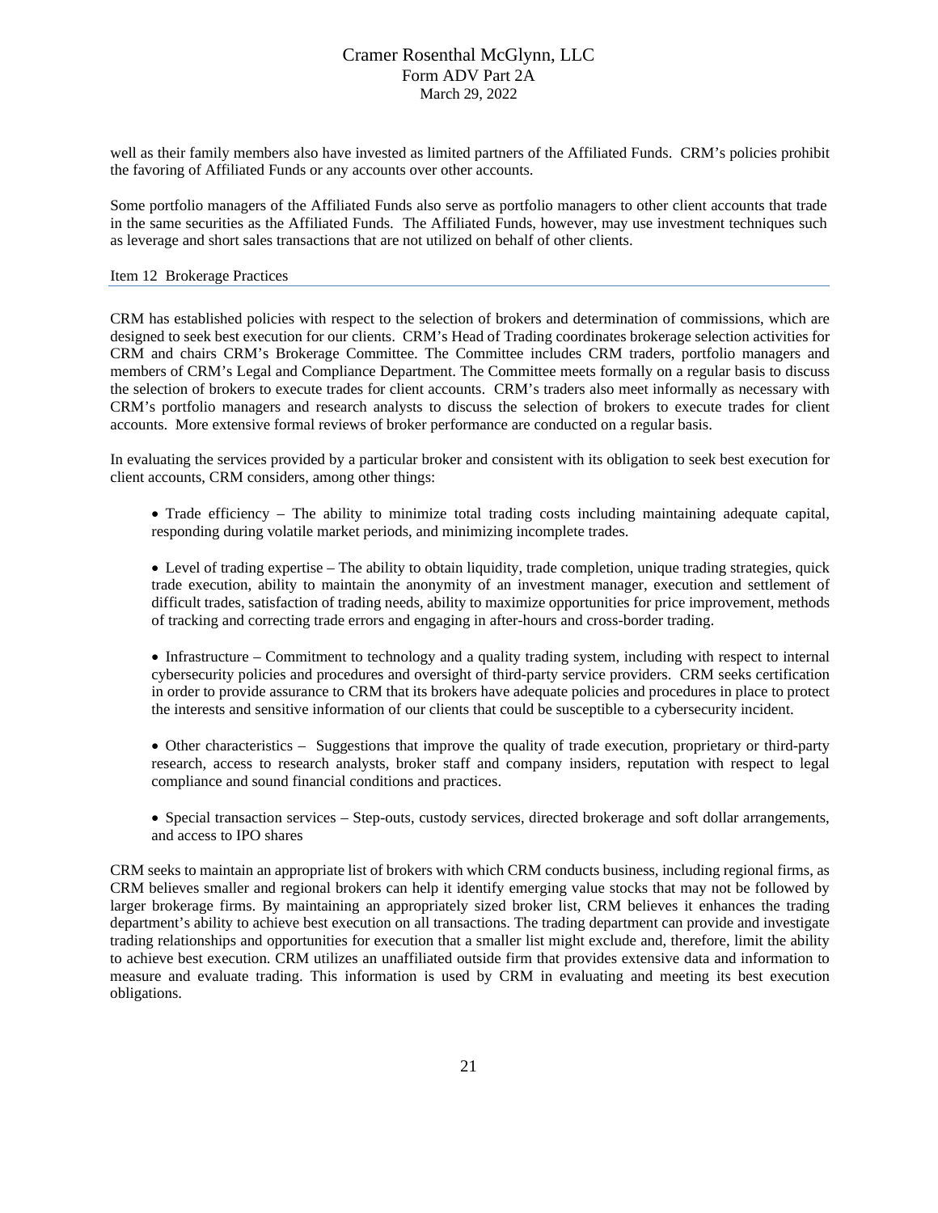well as their family members also have invested as limited partners of the Affiliated Funds. CRM's policies prohibit the favoring of Affiliated Funds or any accounts over other accounts.

Some portfolio managers of the Affiliated Funds also serve as portfolio managers to other client accounts that trade in the same securities as the Affiliated Funds. The Affiliated Funds, however, may use investment techniques such as leverage and short sales transactions that are not utilized on behalf of other clients.

## Item 12 Brokerage Practices

CRM has established policies with respect to the selection of brokers and determination of commissions, which are designed to seek best execution for our clients. CRM's Head of Trading coordinates brokerage selection activities for CRM and chairs CRM's Brokerage Committee. The Committee includes CRM traders, portfolio managers and members of CRM's Legal and Compliance Department. The Committee meets formally on a regular basis to discuss the selection of brokers to execute trades for client accounts. CRM's traders also meet informally as necessary with CRM's portfolio managers and research analysts to discuss the selection of brokers to execute trades for client accounts. More extensive formal reviews of broker performance are conducted on a regular basis.

In evaluating the services provided by a particular broker and consistent with its obligation to seek best execution for client accounts, CRM considers, among other things:

- Trade efficiency – The ability to minimize total trading costs including maintaining adequate capital, responding during volatile market periods, and minimizing incomplete trades.

- Level of trading expertise – The ability to obtain liquidity, trade completion, unique trading strategies, quick trade execution, ability to maintain the anonymity of an investment manager, execution and settlement of difficult trades, satisfaction of trading needs, ability to maximize opportunities for price improvement, methods of tracking and correcting trade errors and engaging in after-hours and cross-border trading.

- Infrastructure – Commitment to technology and a quality trading system, including with respect to internal cybersecurity policies and procedures and oversight of third-party service providers. CRM seeks certification in order to provide assurance to CRM that its brokers have adequate policies and procedures in place to protect the interests and sensitive information of our clients that could be susceptible to a cybersecurity incident.

- Other characteristics – Suggestions that improve the quality of trade execution, proprietary or third-party research, access to research analysts, broker staff and company insiders, reputation with respect to legal compliance and sound financial conditions and practices.

- Special transaction services – Step-outs, custody services, directed brokerage and soft dollar arrangements, and access to IPO shares

CRM seeks to maintain an appropriate list of brokers with which CRM conducts business, including regional firms, as CRM believes smaller and regional brokers can help it identify emerging value stocks that may not be followed by larger brokerage firms. By maintaining an appropriately sized broker list, CRM believes it enhances the trading department's ability to achieve best execution on all transactions. The trading department can provide and investigate trading relationships and opportunities for execution that a smaller list might exclude and, therefore, limit the ability to achieve best execution. CRM utilizes an unaffiliated outside firm that provides extensive data and information to measure and evaluate trading. This information is used by CRM in evaluating and meeting its best execution obligations.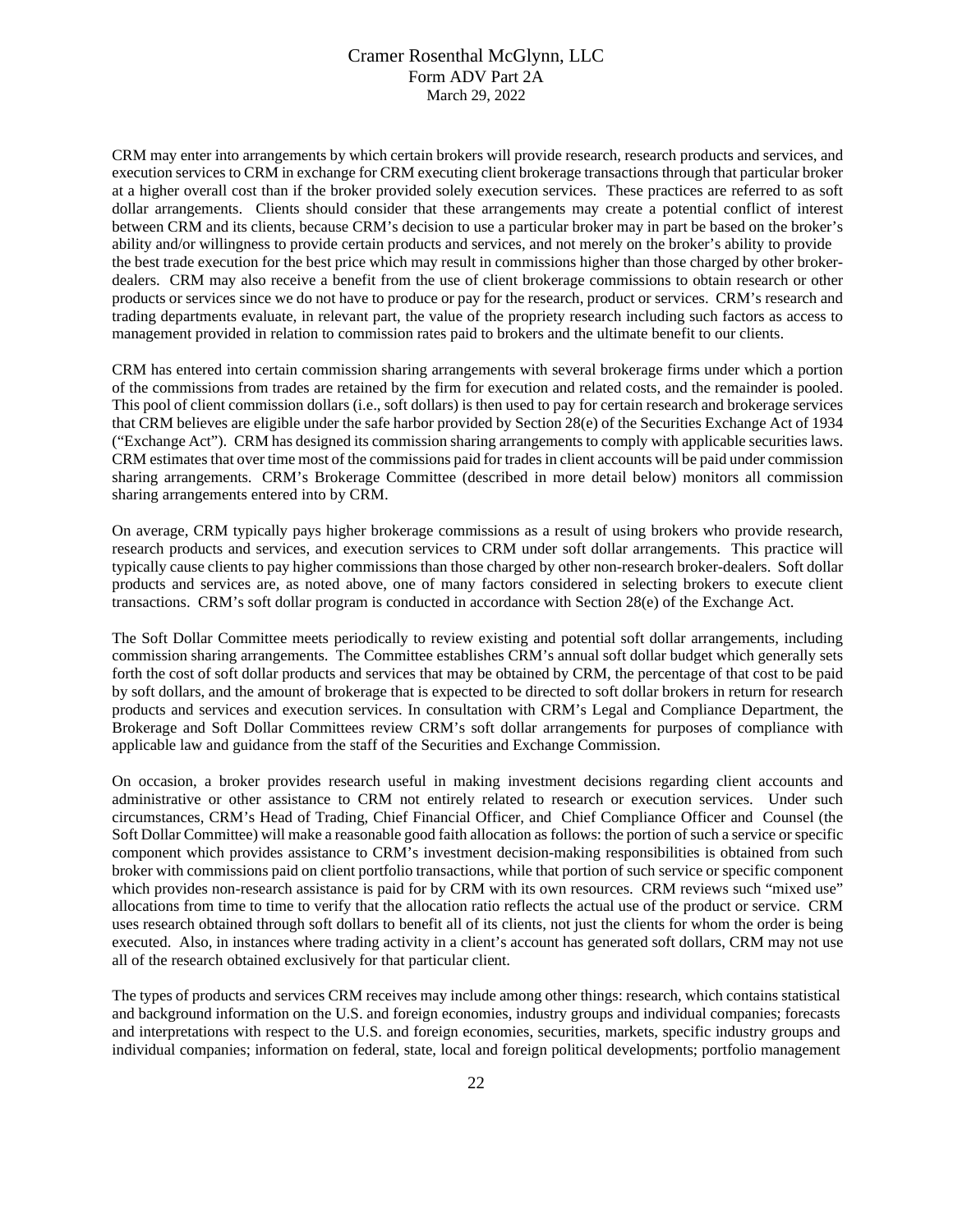CRM may enter into arrangements by which certain brokers will provide research, research products and services, and execution services to CRM in exchange for CRM executing client brokerage transactions through that particular broker at a higher overall cost than if the broker provided solely execution services. These practices are referred to as soft dollar arrangements. Clients should consider that these arrangements may create a potential conflict of interest between CRM and its clients, because CRM's decision to use a particular broker may in part be based on the broker's ability and/or willingness to provide certain products and services, and not merely on the broker's ability to provide the best trade execution for the best price which may result in commissions higher than those charged by other broker-dealers. CRM may also receive a benefit from the use of client brokerage commissions to obtain research or other products or services since we do not have to produce or pay for the research, product or services. CRM's research and trading departments evaluate, in relevant part, the value of the propriety research including such factors as access to management provided in relation to commission rates paid to brokers and the ultimate benefit to our clients.

CRM has entered into certain commission sharing arrangements with several brokerage firms under which a portion of the commissions from trades are retained by the firm for execution and related costs, and the remainder is pooled. This pool of client commission dollars (i.e., soft dollars) is then used to pay for certain research and brokerage services that CRM believes are eligible under the safe harbor provided by Section 28(e) of the Securities Exchange Act of 1934 ("Exchange Act"). CRM has designed its commission sharing arrangements to comply with applicable securities laws. CRM estimates that over time most of the commissions paid for trades in client accounts will be paid under commission sharing arrangements. CRM's Brokerage Committee (described in more detail below) monitors all commission sharing arrangements entered into by CRM.

On average, CRM typically pays higher brokerage commissions as a result of using brokers who provide research, research products and services, and execution services to CRM under soft dollar arrangements. This practice will typically cause clients to pay higher commissions than those charged by other non-research broker-dealers. Soft dollar products and services are, as noted above, one of many factors considered in selecting brokers to execute client transactions. CRM's soft dollar program is conducted in accordance with Section 28(e) of the Exchange Act.

The Soft Dollar Committee meets periodically to review existing and potential soft dollar arrangements, including commission sharing arrangements. The Committee establishes CRM's annual soft dollar budget which generally sets forth the cost of soft dollar products and services that may be obtained by CRM, the percentage of that cost to be paid by soft dollars, and the amount of brokerage that is expected to be directed to soft dollar brokers in return for research products and services and execution services. In consultation with CRM's Legal and Compliance Department, the Brokerage and Soft Dollar Committees review CRM's soft dollar arrangements for purposes of compliance with applicable law and guidance from the staff of the Securities and Exchange Commission.

On occasion, a broker provides research useful in making investment decisions regarding client accounts and administrative or other assistance to CRM not entirely related to research or execution services. Under such circumstances, CRM's Head of Trading, Chief Financial Officer, and Chief Compliance Officer and Counsel (the Soft Dollar Committee) will make a reasonable good faith allocation as follows: the portion of such a service or specific component which provides assistance to CRM's investment decision-making responsibilities is obtained from such broker with commissions paid on client portfolio transactions, while that portion of such service or specific component which provides non-research assistance is paid for by CRM with its own resources. CRM reviews such "mixed use" allocations from time to time to verify that the allocation ratio reflects the actual use of the product or service. CRM uses research obtained through soft dollars to benefit all of its clients, not just the clients for whom the order is being executed. Also, in instances where trading activity in a client's account has generated soft dollars, CRM may not use all of the research obtained exclusively for that particular client.

The types of products and services CRM receives may include among other things: research, which contains statistical and background information on the U.S. and foreign economies, industry groups and individual companies; forecasts and interpretations with respect to the U.S. and foreign economies, securities, markets, specific industry groups and individual companies; information on federal, state, local and foreign political developments; portfolio management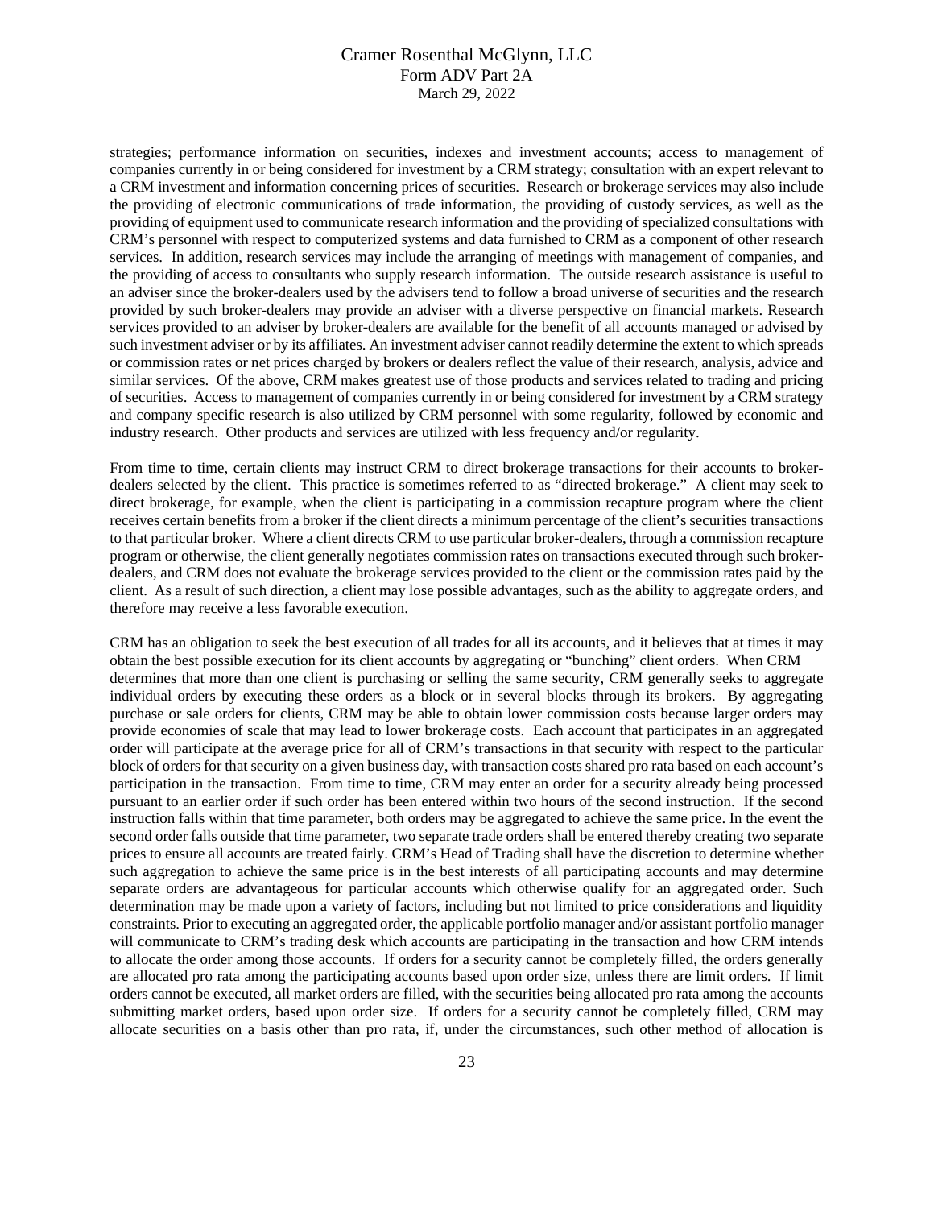strategies; performance information on securities, indexes and investment accounts; access to management of companies currently in or being considered for investment by a CRM strategy; consultation with an expert relevant to a CRM investment and information concerning prices of securities. Research or brokerage services may also include the providing of electronic communications of trade information, the providing of custody services, as well as the providing of equipment used to communicate research information and the providing of specialized consultations with CRM's personnel with respect to computerized systems and data furnished to CRM as a component of other research services. In addition, research services may include the arranging of meetings with management of companies, and the providing of access to consultants who supply research information. The outside research assistance is useful to an adviser since the broker-dealers used by the advisers tend to follow a broad universe of securities and the research provided by such broker-dealers may provide an adviser with a diverse perspective on financial markets. Research services provided to an adviser by broker-dealers are available for the benefit of all accounts managed or advised by such investment adviser or by its affiliates. An investment adviser cannot readily determine the extent to which spreads or commission rates or net prices charged by brokers or dealers reflect the value of their research, analysis, advice and similar services. Of the above, CRM makes greatest use of those products and services related to trading and pricing of securities. Access to management of companies currently in or being considered for investment by a CRM strategy and company specific research is also utilized by CRM personnel with some regularity, followed by economic and industry research. Other products and services are utilized with less frequency and/or regularity.

From time to time, certain clients may instruct CRM to direct brokerage transactions for their accounts to broker-dealers selected by the client. This practice is sometimes referred to as "directed brokerage." A client may seek to direct brokerage, for example, when the client is participating in a commission recapture program where the client receives certain benefits from a broker if the client directs a minimum percentage of the client's securities transactions to that particular broker. Where a client directs CRM to use particular broker-dealers, through a commission recapture program or otherwise, the client generally negotiates commission rates on transactions executed through such broker-dealers, and CRM does not evaluate the brokerage services provided to the client or the commission rates paid by the client. As a result of such direction, a client may lose possible advantages, such as the ability to aggregate orders, and therefore may receive a less favorable execution.

CRM has an obligation to seek the best execution of all trades for all its accounts, and it believes that at times it may obtain the best possible execution for its client accounts by aggregating or "bunching" client orders. When CRM determines that more than one client is purchasing or selling the same security, CRM generally seeks to aggregate individual orders by executing these orders as a block or in several blocks through its brokers. By aggregating purchase or sale orders for clients, CRM may be able to obtain lower commission costs because larger orders may provide economies of scale that may lead to lower brokerage costs. Each account that participates in an aggregated order will participate at the average price for all of CRM's transactions in that security with respect to the particular block of orders for that security on a given business day, with transaction costs shared pro rata based on each account's participation in the transaction. From time to time, CRM may enter an order for a security already being processed pursuant to an earlier order if such order has been entered within two hours of the second instruction. If the second instruction falls within that time parameter, both orders may be aggregated to achieve the same price. In the event the second order falls outside that time parameter, two separate trade orders shall be entered thereby creating two separate prices to ensure all accounts are treated fairly. CRM's Head of Trading shall have the discretion to determine whether such aggregation to achieve the same price is in the best interests of all participating accounts and may determine separate orders are advantageous for particular accounts which otherwise qualify for an aggregated order. Such determination may be made upon a variety of factors, including but not limited to price considerations and liquidity constraints. Prior to executing an aggregated order, the applicable portfolio manager and/or assistant portfolio manager will communicate to CRM's trading desk which accounts are participating in the transaction and how CRM intends to allocate the order among those accounts. If orders for a security cannot be completely filled, the orders generally are allocated pro rata among the participating accounts based upon order size, unless there are limit orders. If limit orders cannot be executed, all market orders are filled, with the securities being allocated pro rata among the accounts submitting market orders, based upon order size. If orders for a security cannot be completely filled, CRM may allocate securities on a basis other than pro rata, if, under the circumstances, such other method of allocation is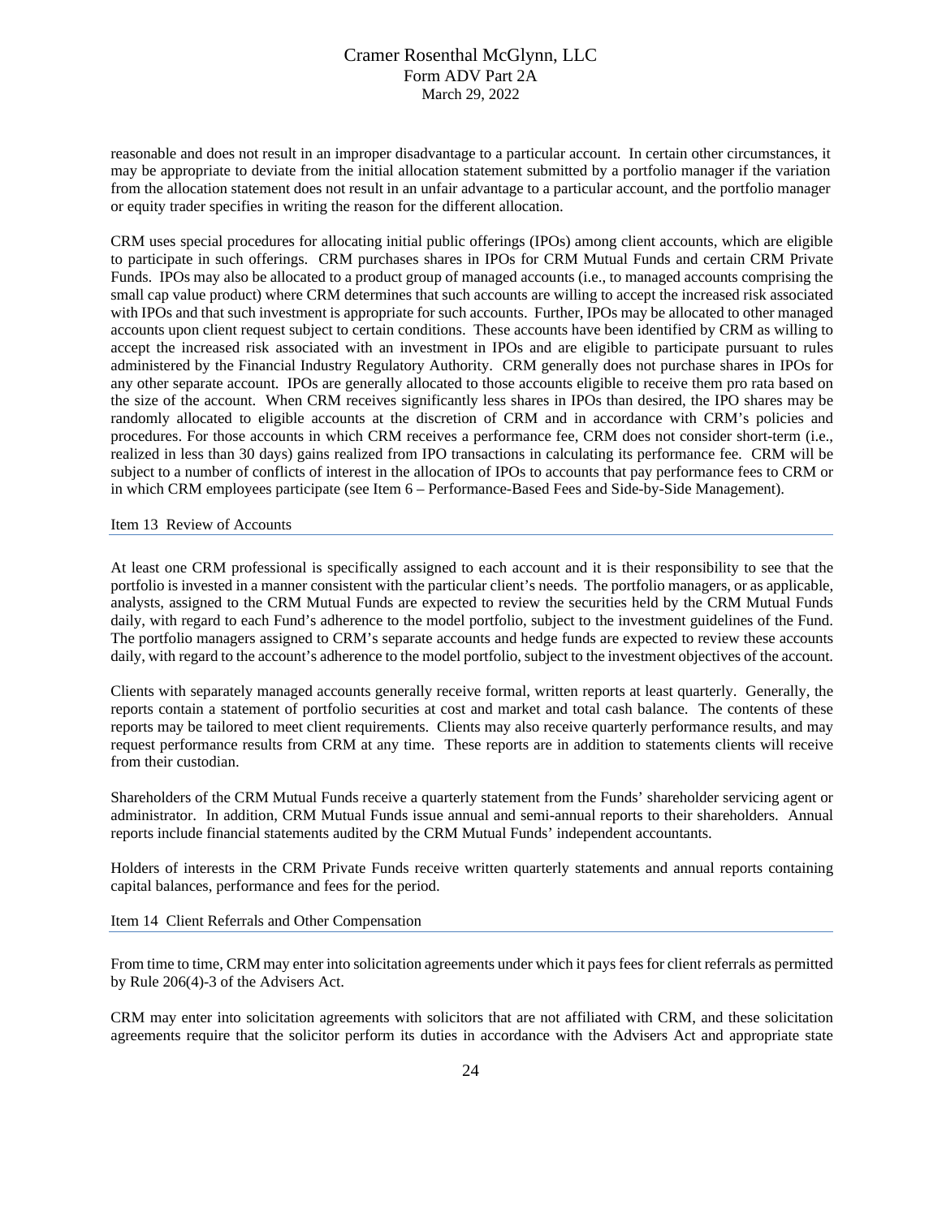reasonable and does not result in an improper disadvantage to a particular account. In certain other circumstances, it may be appropriate to deviate from the initial allocation statement submitted by a portfolio manager if the variation from the allocation statement does not result in an unfair advantage to a particular account, and the portfolio manager or equity trader specifies in writing the reason for the different allocation.

CRM uses special procedures for allocating initial public offerings (IPOs) among client accounts, which are eligible to participate in such offerings. CRM purchases shares in IPOs for CRM Mutual Funds and certain CRM Private Funds. IPOs may also be allocated to a product group of managed accounts (i.e., to managed accounts comprising the small cap value product) where CRM determines that such accounts are willing to accept the increased risk associated with IPOs and that such investment is appropriate for such accounts. Further, IPOs may be allocated to other managed accounts upon client request subject to certain conditions. These accounts have been identified by CRM as willing to accept the increased risk associated with an investment in IPOs and are eligible to participate pursuant to rules administered by the Financial Industry Regulatory Authority. CRM generally does not purchase shares in IPOs for any other separate account. IPOs are generally allocated to those accounts eligible to receive them pro rata based on the size of the account. When CRM receives significantly less shares in IPOs than desired, the IPO shares may be randomly allocated to eligible accounts at the discretion of CRM and in accordance with CRM's policies and procedures. For those accounts in which CRM receives a performance fee, CRM does not consider short-term (i.e., realized in less than 30 days) gains realized from IPO transactions in calculating its performance fee. CRM will be subject to a number of conflicts of interest in the allocation of IPOs to accounts that pay performance fees to CRM or in which CRM employees participate (see Item 6 – Performance-Based Fees and Side-by-Side Management).

## Item 13 Review of Accounts

At least one CRM professional is specifically assigned to each account and it is their responsibility to see that the portfolio is invested in a manner consistent with the particular client's needs. The portfolio managers, or as applicable, analysts, assigned to the CRM Mutual Funds are expected to review the securities held by the CRM Mutual Funds daily, with regard to each Fund's adherence to the model portfolio, subject to the investment guidelines of the Fund. The portfolio managers assigned to CRM's separate accounts and hedge funds are expected to review these accounts daily, with regard to the account's adherence to the model portfolio, subject to the investment objectives of the account.

Clients with separately managed accounts generally receive formal, written reports at least quarterly. Generally, the reports contain a statement of portfolio securities at cost and market and total cash balance. The contents of these reports may be tailored to meet client requirements. Clients may also receive quarterly performance results, and may request performance results from CRM at any time. These reports are in addition to statements clients will receive from their custodian.

Shareholders of the CRM Mutual Funds receive a quarterly statement from the Funds' shareholder servicing agent or administrator. In addition, CRM Mutual Funds issue annual and semi-annual reports to their shareholders. Annual reports include financial statements audited by the CRM Mutual Funds' independent accountants.

Holders of interests in the CRM Private Funds receive written quarterly statements and annual reports containing capital balances, performance and fees for the period.

## Item 14 Client Referrals and Other Compensation

From time to time, CRM may enter into solicitation agreements under which it pays fees for client referrals as permitted by Rule 206(4)-3 of the Advisers Act.

CRM may enter into solicitation agreements with solicitors that are not affiliated with CRM, and these solicitation agreements require that the solicitor perform its duties in accordance with the Advisers Act and appropriate state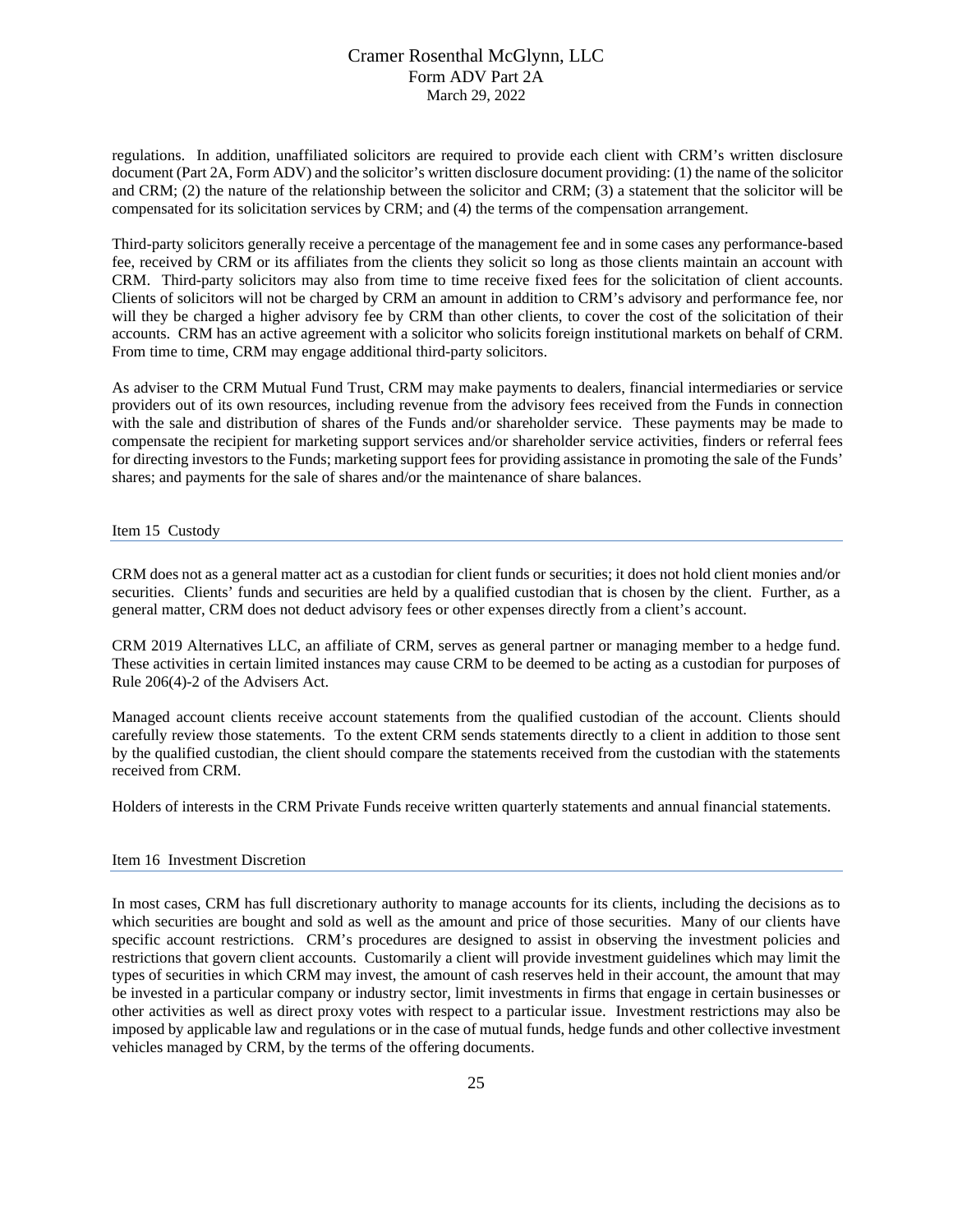regulations. In addition, unaffiliated solicitors are required to provide each client with CRM's written disclosure document (Part 2A, Form ADV) and the solicitor's written disclosure document providing: (1) the name of the solicitor and CRM; (2) the nature of the relationship between the solicitor and CRM; (3) a statement that the solicitor will be compensated for its solicitation services by CRM; and (4) the terms of the compensation arrangement.

Third-party solicitors generally receive a percentage of the management fee and in some cases any performance-based fee, received by CRM or its affiliates from the clients they solicit so long as those clients maintain an account with CRM. Third-party solicitors may also from time to time receive fixed fees for the solicitation of client accounts. Clients of solicitors will not be charged by CRM an amount in addition to CRM's advisory and performance fee, nor will they be charged a higher advisory fee by CRM than other clients, to cover the cost of the solicitation of their accounts. CRM has an active agreement with a solicitor who solicits foreign institutional markets on behalf of CRM. From time to time, CRM may engage additional third-party solicitors.

As adviser to the CRM Mutual Fund Trust, CRM may make payments to dealers, financial intermediaries or service providers out of its own resources, including revenue from the advisory fees received from the Funds in connection with the sale and distribution of shares of the Funds and/or shareholder service. These payments may be made to compensate the recipient for marketing support services and/or shareholder service activities, finders or referral fees for directing investors to the Funds; marketing support fees for providing assistance in promoting the sale of the Funds' shares; and payments for the sale of shares and/or the maintenance of share balances.

## Item 15 Custody

CRM does not as a general matter act as a custodian for client funds or securities; it does not hold client monies and/or securities. Clients' funds and securities are held by a qualified custodian that is chosen by the client. Further, as a general matter, CRM does not deduct advisory fees or other expenses directly from a client's account.

CRM 2019 Alternatives LLC, an affiliate of CRM, serves as general partner or managing member to a hedge fund. These activities in certain limited instances may cause CRM to be deemed to be acting as a custodian for purposes of Rule 206(4)-2 of the Advisers Act.

Managed account clients receive account statements from the qualified custodian of the account. Clients should carefully review those statements. To the extent CRM sends statements directly to a client in addition to those sent by the qualified custodian, the client should compare the statements received from the custodian with the statements received from CRM.

Holders of interests in the CRM Private Funds receive written quarterly statements and annual financial statements.

## Item 16 Investment Discretion

In most cases, CRM has full discretionary authority to manage accounts for its clients, including the decisions as to which securities are bought and sold as well as the amount and price of those securities. Many of our clients have specific account restrictions. CRM's procedures are designed to assist in observing the investment policies and restrictions that govern client accounts. Customarily a client will provide investment guidelines which may limit the types of securities in which CRM may invest, the amount of cash reserves held in their account, the amount that may be invested in a particular company or industry sector, limit investments in firms that engage in certain businesses or other activities as well as direct proxy votes with respect to a particular issue. Investment restrictions may also be imposed by applicable law and regulations or in the case of mutual funds, hedge funds and other collective investment vehicles managed by CRM, by the terms of the offering documents.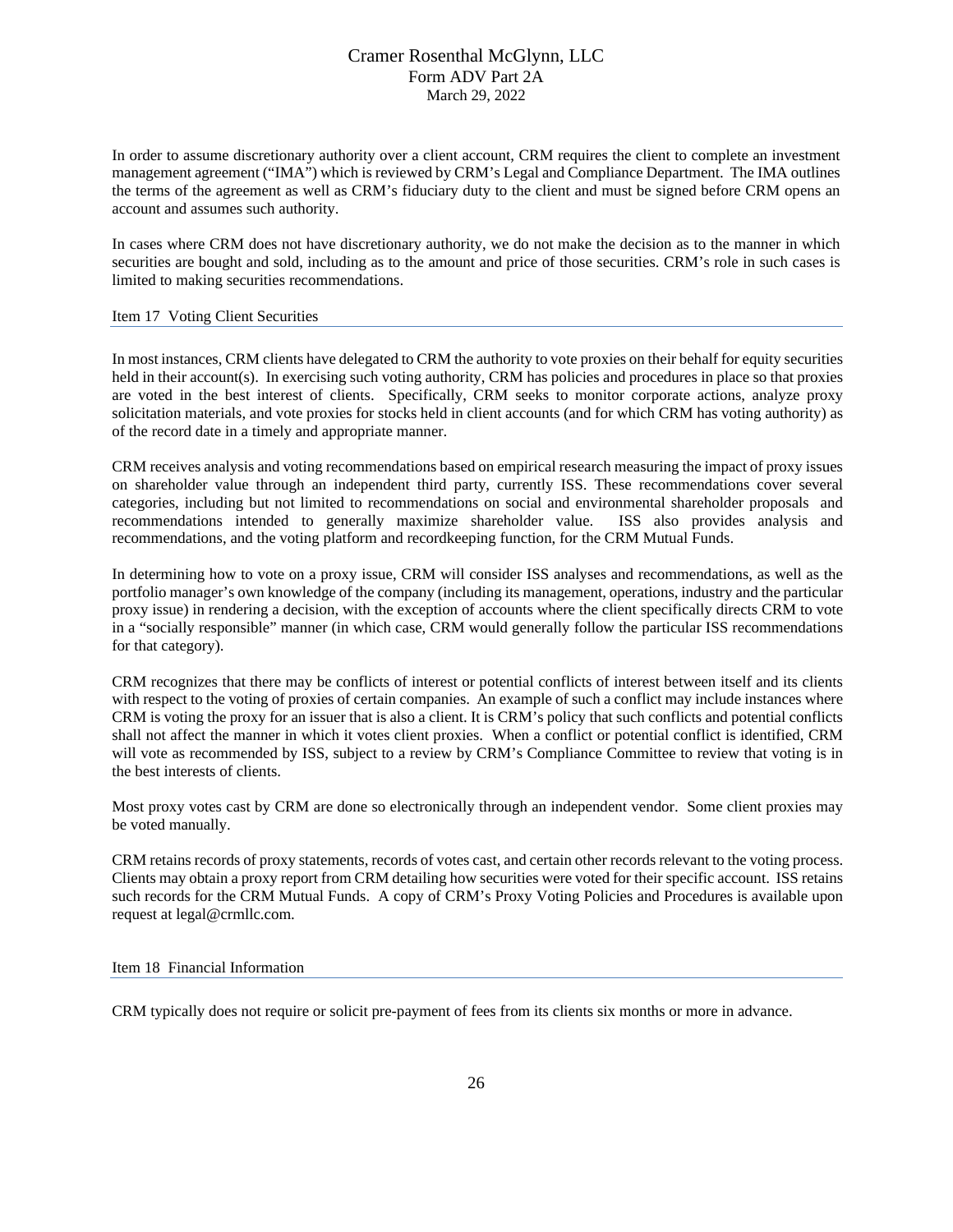In order to assume discretionary authority over a client account, CRM requires the client to complete an investment management agreement ("IMA") which is reviewed by CRM's Legal and Compliance Department. The IMA outlines the terms of the agreement as well as CRM's fiduciary duty to the client and must be signed before CRM opens an account and assumes such authority.

In cases where CRM does not have discretionary authority, we do not make the decision as to the manner in which securities are bought and sold, including as to the amount and price of those securities. CRM's role in such cases is limited to making securities recommendations.

## Item 17 Voting Client Securities

In most instances, CRM clients have delegated to CRM the authority to vote proxies on their behalf for equity securities held in their account(s). In exercising such voting authority, CRM has policies and procedures in place so that proxies are voted in the best interest of clients. Specifically, CRM seeks to monitor corporate actions, analyze proxy solicitation materials, and vote proxies for stocks held in client accounts (and for which CRM has voting authority) as of the record date in a timely and appropriate manner.

CRM receives analysis and voting recommendations based on empirical research measuring the impact of proxy issues on shareholder value through an independent third party, currently ISS. These recommendations cover several categories, including but not limited to recommendations on social and environmental shareholder proposals and recommendations intended to generally maximize shareholder value. ISS also provides analysis and recommendations, and the voting platform and recordkeeping function, for the CRM Mutual Funds.

In determining how to vote on a proxy issue, CRM will consider ISS analyses and recommendations, as well as the portfolio manager's own knowledge of the company (including its management, operations, industry and the particular proxy issue) in rendering a decision, with the exception of accounts where the client specifically directs CRM to vote in a "socially responsible" manner (in which case, CRM would generally follow the particular ISS recommendations for that category).

CRM recognizes that there may be conflicts of interest or potential conflicts of interest between itself and its clients with respect to the voting of proxies of certain companies. An example of such a conflict may include instances where CRM is voting the proxy for an issuer that is also a client. It is CRM's policy that such conflicts and potential conflicts shall not affect the manner in which it votes client proxies. When a conflict or potential conflict is identified, CRM will vote as recommended by ISS, subject to a review by CRM's Compliance Committee to review that voting is in the best interests of clients.

Most proxy votes cast by CRM are done so electronically through an independent vendor. Some client proxies may be voted manually.

CRM retains records of proxy statements, records of votes cast, and certain other records relevant to the voting process. Clients may obtain a proxy report from CRM detailing how securities were voted for their specific account. ISS retains such records for the CRM Mutual Funds. A copy of CRM's Proxy Voting Policies and Procedures is available upon request at legal@crmllc.com.

## Item 18 Financial Information

CRM typically does not require or solicit pre-payment of fees from its clients six months or more in advance.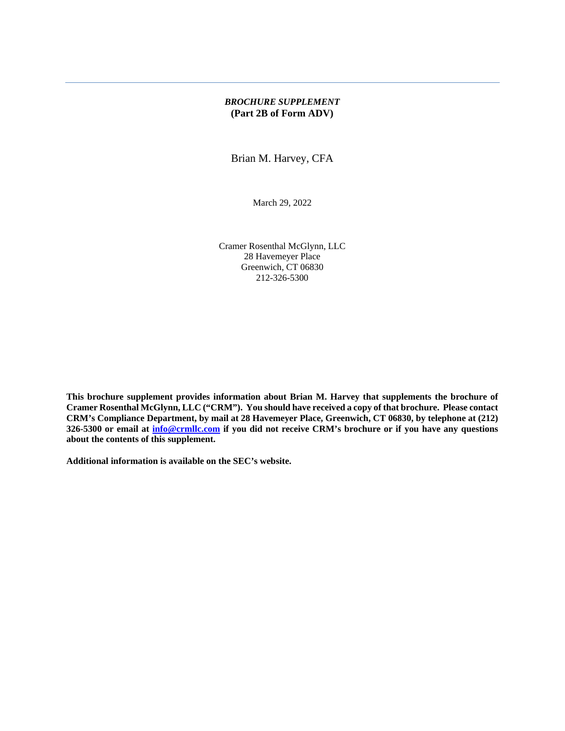*BROCHURE SUPPLEMENT*
**(Part 2B of Form ADV)**

Brian M. Harvey, CFA

March 29, 2022

Cramer Rosenthal McGlynn, LLC
28 Havemeyer Place
Greenwich, CT 06830
212-326-5300

**This brochure supplement provides information about Brian M. Harvey that supplements the brochure of Cramer Rosenthal McGlynn, LLC ("CRM"). You should have received a copy of that brochure. Please contact CRM's Compliance Department, by mail at 28 Havemeyer Place, Greenwich, CT 06830, by telephone at (212) 326-5300 or email at info@crmllc.com if you did not receive CRM's brochure or if you have any questions about the contents of this supplement.**

**Additional information is available on the SEC's website.**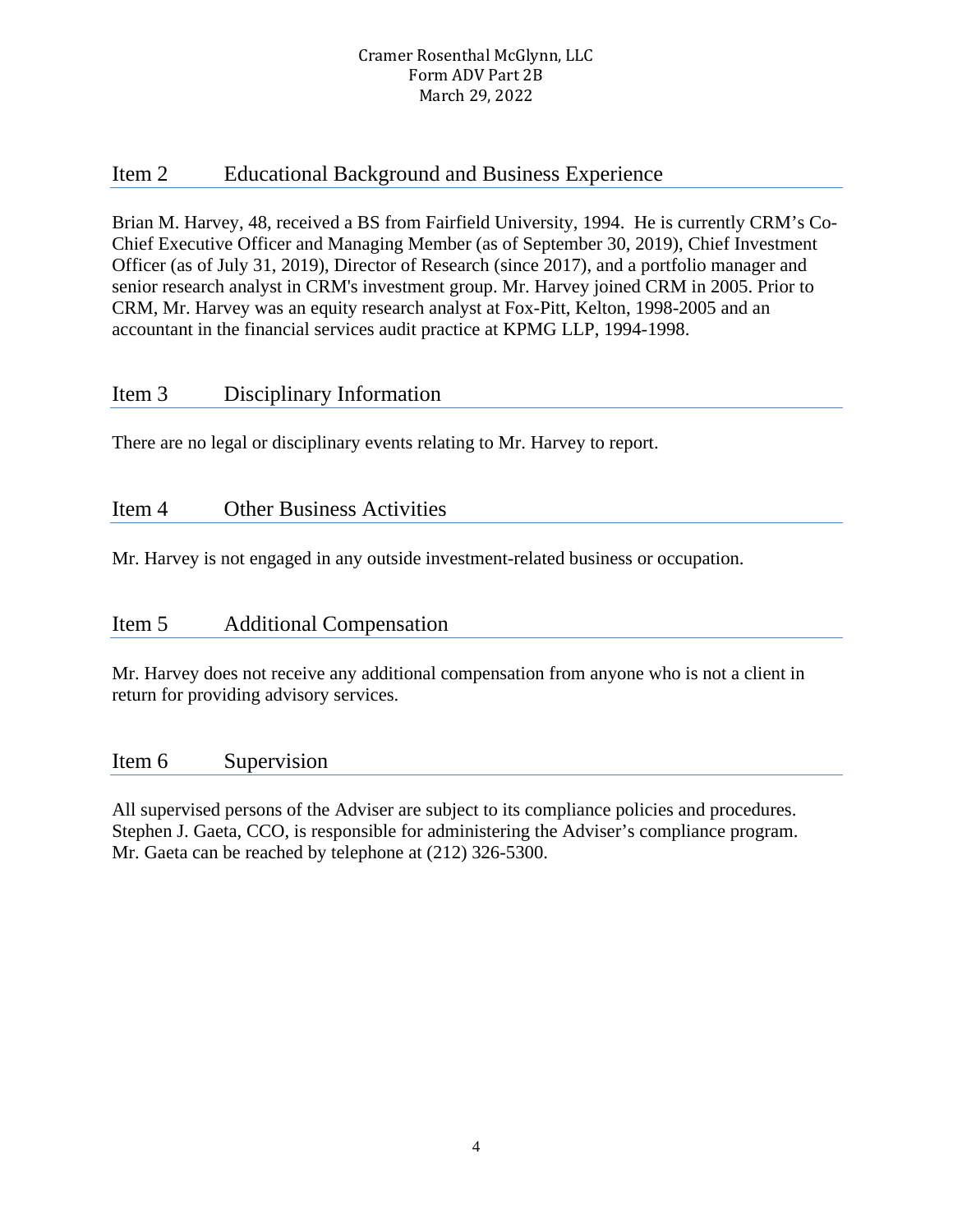## Item 2 Educational Background and Business Experience

Brian M. Harvey, 48, received a BS from Fairfield University, 1994. He is currently CRM's Co-Chief Executive Officer and Managing Member (as of September 30, 2019), Chief Investment Officer (as of July 31, 2019), Director of Research (since 2017), and a portfolio manager and senior research analyst in CRM's investment group. Mr. Harvey joined CRM in 2005. Prior to CRM, Mr. Harvey was an equity research analyst at Fox-Pitt, Kelton, 1998-2005 and an accountant in the financial services audit practice at KPMG LLP, 1994-1998.

## Item 3 Disciplinary Information

There are no legal or disciplinary events relating to Mr. Harvey to report.

## Item 4 Other Business Activities

Mr. Harvey is not engaged in any outside investment-related business or occupation.

## Item 5 Additional Compensation

Mr. Harvey does not receive any additional compensation from anyone who is not a client in return for providing advisory services.

## Item 6 Supervision

All supervised persons of the Adviser are subject to its compliance policies and procedures. Stephen J. Gaeta, CCO, is responsible for administering the Adviser's compliance program. Mr. Gaeta can be reached by telephone at (212) 326-5300.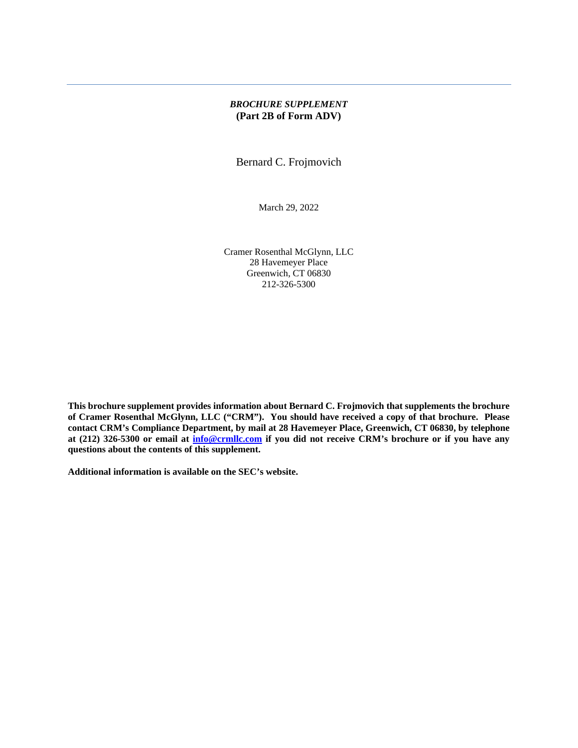*BROCHURE SUPPLEMENT*
**(Part 2B of Form ADV)**

Bernard C. Frojmovich

March 29, 2022

Cramer Rosenthal McGlynn, LLC
28 Havemeyer Place
Greenwich, CT 06830
212-326-5300

**This brochure supplement provides information about Bernard C. Frojmovich that supplements the brochure of Cramer Rosenthal McGlynn, LLC ("CRM"). You should have received a copy of that brochure. Please contact CRM's Compliance Department, by mail at 28 Havemeyer Place, Greenwich, CT 06830, by telephone at (212) 326-5300 or email at info@crmllc.com if you did not receive CRM's brochure or if you have any questions about the contents of this supplement.**

**Additional information is available on the SEC's website.**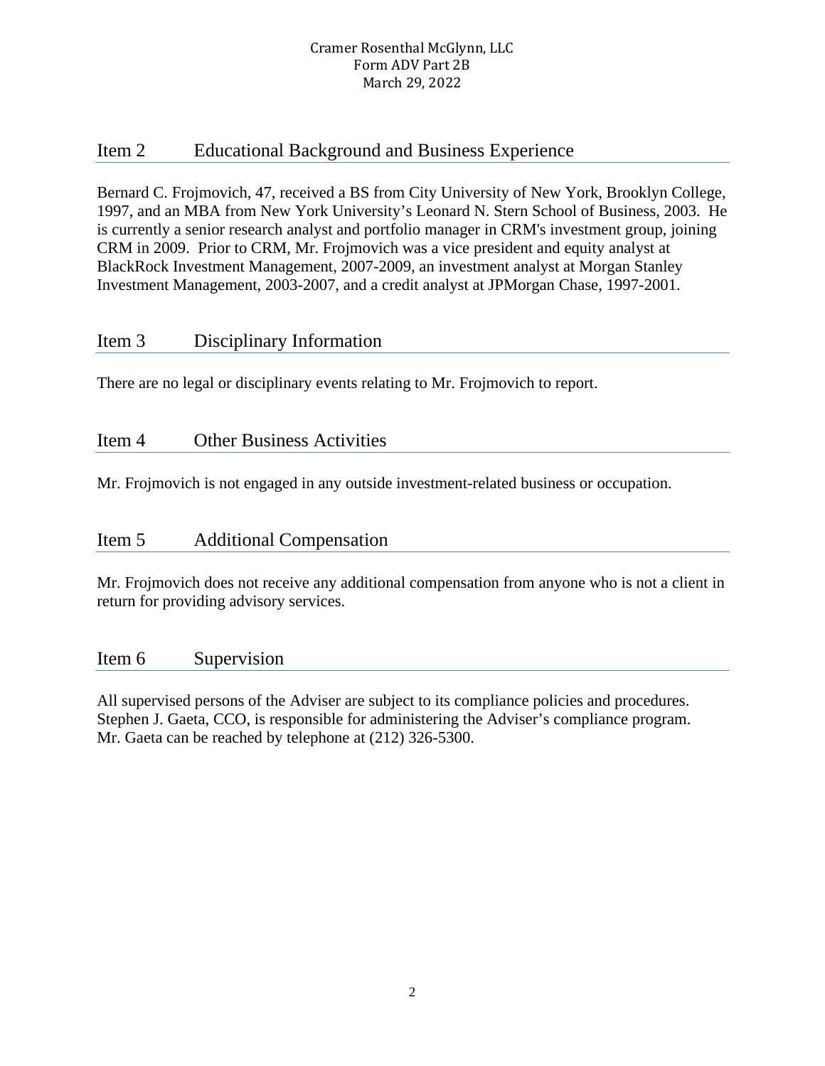## Item 2 Educational Background and Business Experience

Bernard C. Frojmovich, 47, received a BS from City University of New York, Brooklyn College, 1997, and an MBA from New York University's Leonard N. Stern School of Business, 2003. He is currently a senior research analyst and portfolio manager in CRM's investment group, joining CRM in 2009. Prior to CRM, Mr. Frojmovich was a vice president and equity analyst at BlackRock Investment Management, 2007-2009, an investment analyst at Morgan Stanley Investment Management, 2003-2007, and a credit analyst at JPMorgan Chase, 1997-2001.

## Item 3 Disciplinary Information

There are no legal or disciplinary events relating to Mr. Frojmovich to report.

## Item 4 Other Business Activities

Mr. Frojmovich is not engaged in any outside investment-related business or occupation.

## Item 5 Additional Compensation

Mr. Frojmovich does not receive any additional compensation from anyone who is not a client in return for providing advisory services.

## Item 6 Supervision

All supervised persons of the Adviser are subject to its compliance policies and procedures. Stephen J. Gaeta, CCO, is responsible for administering the Adviser's compliance program. Mr. Gaeta can be reached by telephone at (212) 326-5300.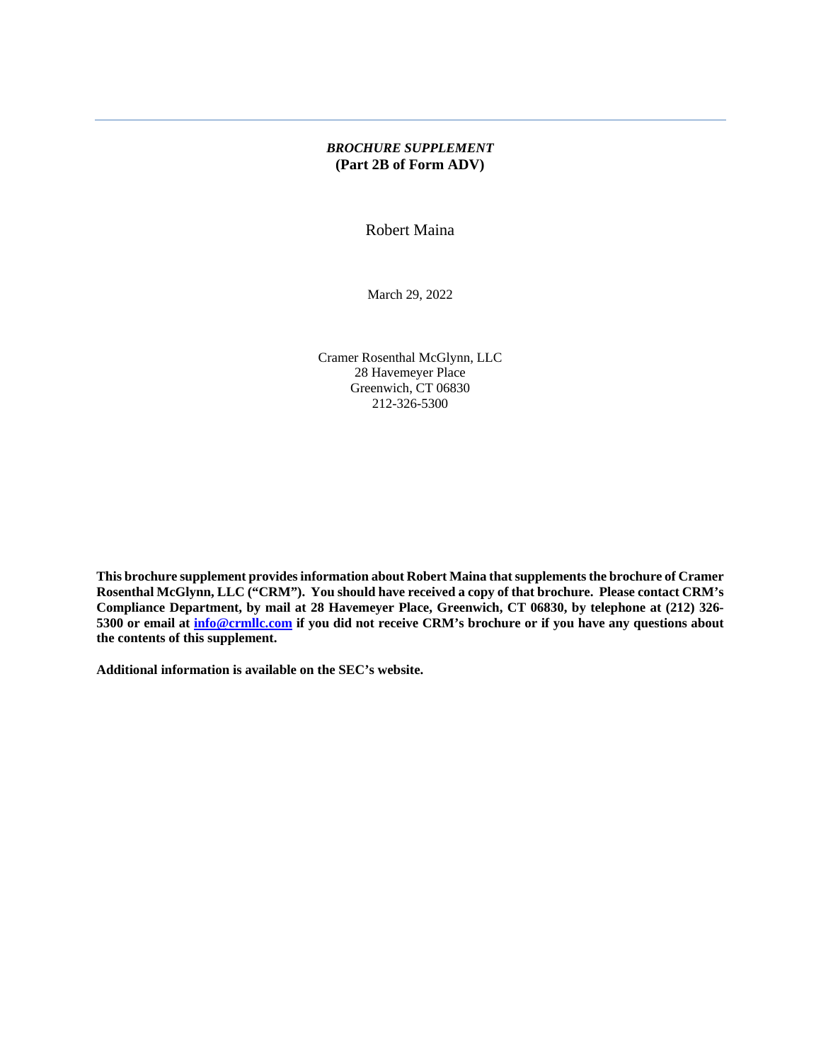---

*BROCHURE SUPPLEMENT*
**(Part 2B of Form ADV)**

Robert Maina

March 29, 2022

Cramer Rosenthal McGlynn, LLC
28 Havemeyer Place
Greenwich, CT 06830
212-326-5300

**This brochure supplement provides information about Robert Maina that supplements the brochure of Cramer Rosenthal McGlynn, LLC ("CRM"). You should have received a copy of that brochure. Please contact CRM's Compliance Department, by mail at 28 Havemeyer Place, Greenwich, CT 06830, by telephone at (212) 326-5300 or email at [info@crmllc.com](mailto:info@crmllc.com) if you did not receive CRM's brochure or if you have any questions about the contents of this supplement.**

**Additional information is available on the SEC's website.**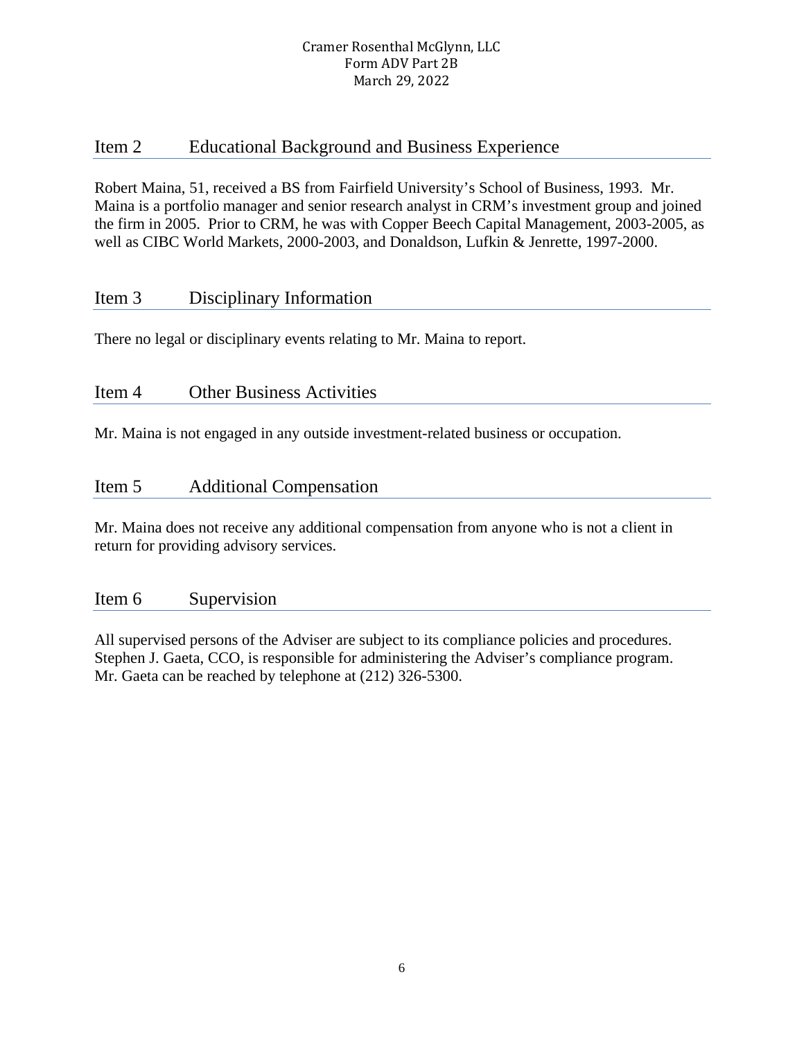## Item 2 Educational Background and Business Experience

Robert Maina, 51, received a BS from Fairfield University's School of Business, 1993. Mr. Maina is a portfolio manager and senior research analyst in CRM's investment group and joined the firm in 2005. Prior to CRM, he was with Copper Beech Capital Management, 2003-2005, as well as CIBC World Markets, 2000-2003, and Donaldson, Lufkin & Jenrette, 1997-2000.

## Item 3 Disciplinary Information

There no legal or disciplinary events relating to Mr. Maina to report.

## Item 4 Other Business Activities

Mr. Maina is not engaged in any outside investment-related business or occupation.

## Item 5 Additional Compensation

Mr. Maina does not receive any additional compensation from anyone who is not a client in return for providing advisory services.

## Item 6 Supervision

All supervised persons of the Adviser are subject to its compliance policies and procedures. Stephen J. Gaeta, CCO, is responsible for administering the Adviser's compliance program. Mr. Gaeta can be reached by telephone at (212) 326-5300.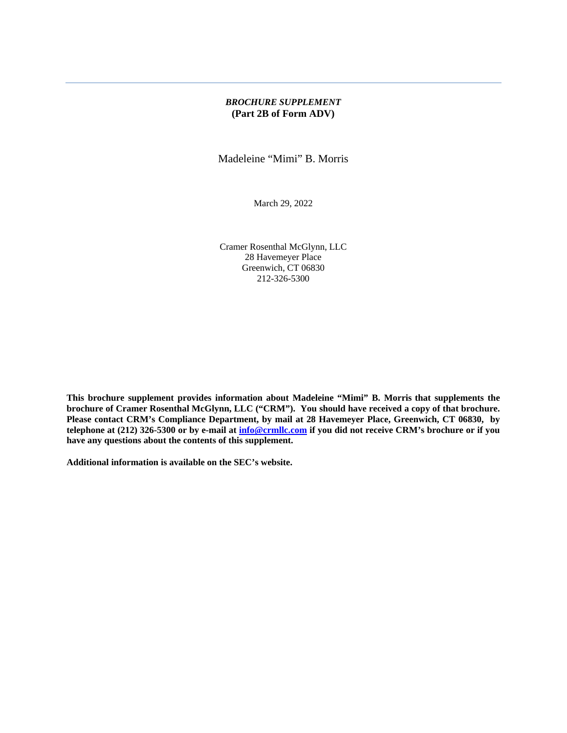***BROCHURE SUPPLEMENT***
**(Part 2B of Form ADV)**

Madeleine "Mimi" B. Morris

March 29, 2022

Cramer Rosenthal McGlynn, LLC
28 Havemeyer Place
Greenwich, CT 06830
212-326-5300

**This brochure supplement provides information about Madeleine "Mimi" B. Morris that supplements the brochure of Cramer Rosenthal McGlynn, LLC ("CRM"). You should have received a copy of that brochure. Please contact CRM's Compliance Department, by mail at 28 Havemeyer Place, Greenwich, CT 06830, by telephone at (212) 326-5300 or by e-mail at info@crmllc.com if you did not receive CRM's brochure or if you have any questions about the contents of this supplement.**

**Additional information is available on the SEC's website.**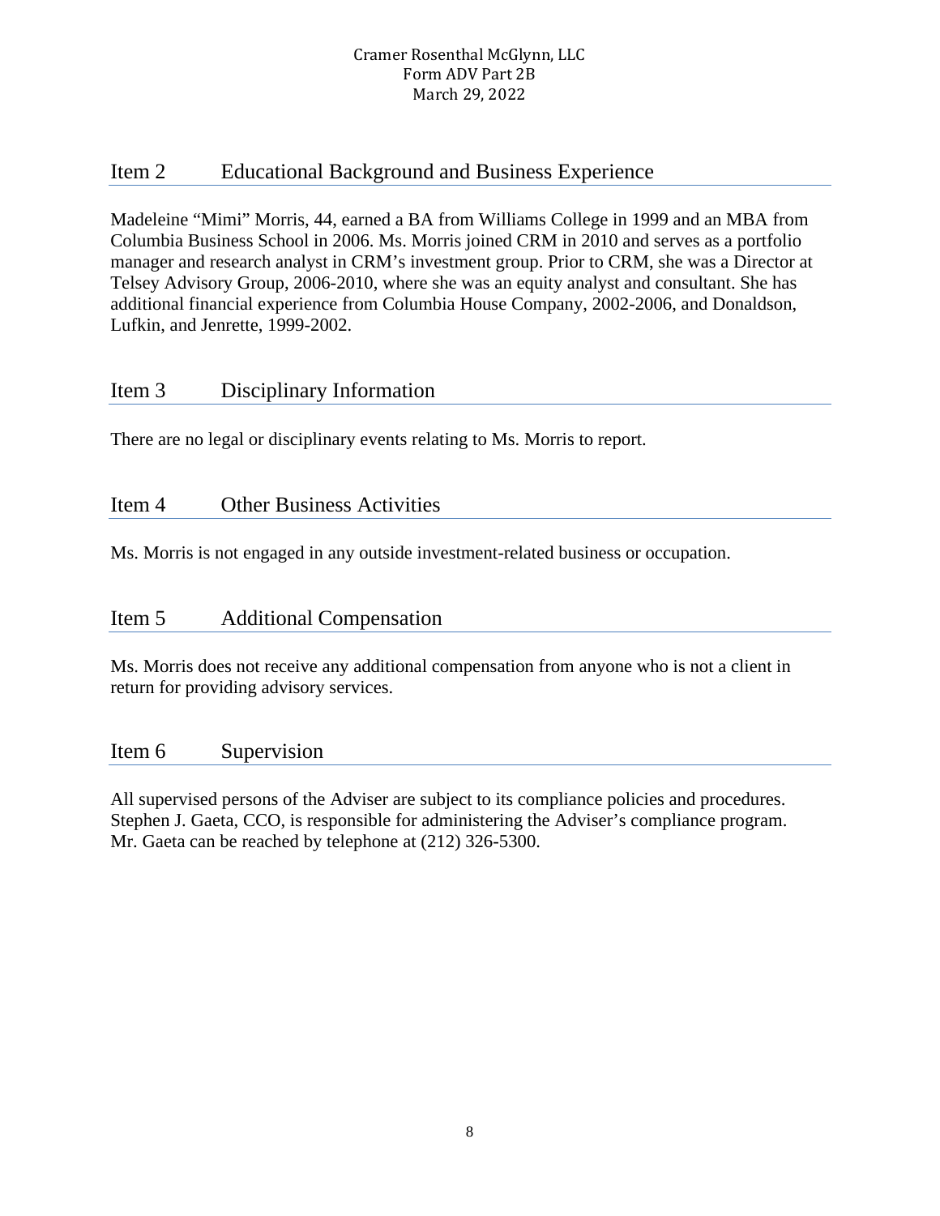## Item 2 Educational Background and Business Experience

Madeleine "Mimi" Morris, 44, earned a BA from Williams College in 1999 and an MBA from Columbia Business School in 2006. Ms. Morris joined CRM in 2010 and serves as a portfolio manager and research analyst in CRM's investment group. Prior to CRM, she was a Director at Telsey Advisory Group, 2006-2010, where she was an equity analyst and consultant. She has additional financial experience from Columbia House Company, 2002-2006, and Donaldson, Lufkin, and Jenrette, 1999-2002.

## Item 3 Disciplinary Information

There are no legal or disciplinary events relating to Ms. Morris to report.

## Item 4 Other Business Activities

Ms. Morris is not engaged in any outside investment-related business or occupation.

## Item 5 Additional Compensation

Ms. Morris does not receive any additional compensation from anyone who is not a client in return for providing advisory services.

## Item 6 Supervision

All supervised persons of the Adviser are subject to its compliance policies and procedures. Stephen J. Gaeta, CCO, is responsible for administering the Adviser's compliance program. Mr. Gaeta can be reached by telephone at (212) 326-5300.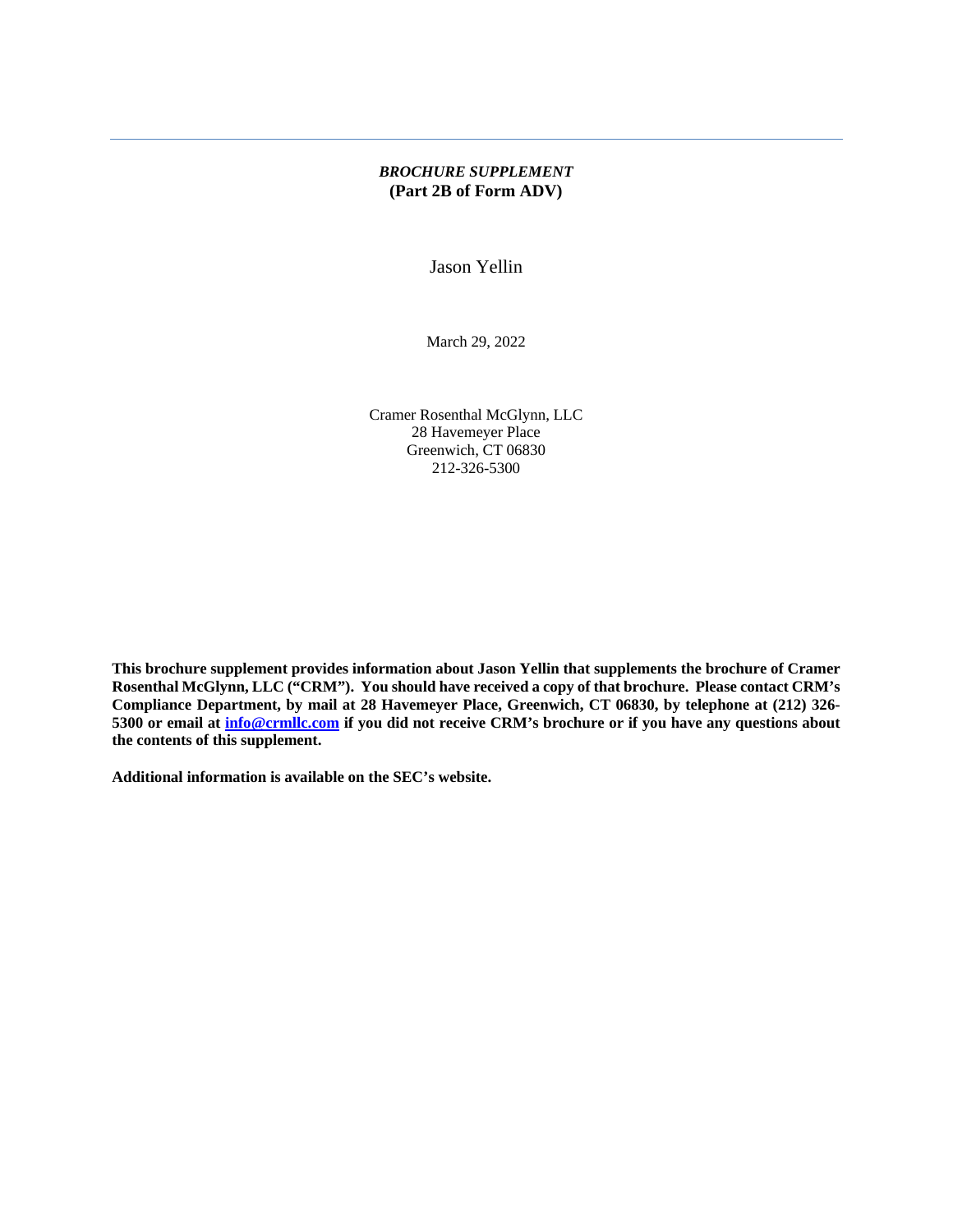***BROCHURE SUPPLEMENT***
**(Part 2B of Form ADV)**

Jason Yellin

March 29, 2022

Cramer Rosenthal McGlynn, LLC
28 Havemeyer Place
Greenwich, CT 06830
212-326-5300

**This brochure supplement provides information about Jason Yellin that supplements the brochure of Cramer Rosenthal McGlynn, LLC ("CRM"). You should have received a copy of that brochure. Please contact CRM's Compliance Department, by mail at 28 Havemeyer Place, Greenwich, CT 06830, by telephone at (212) 326-5300 or email at info@crmllc.com if you did not receive CRM's brochure or if you have any questions about the contents of this supplement.**

**Additional information is available on the SEC's website.**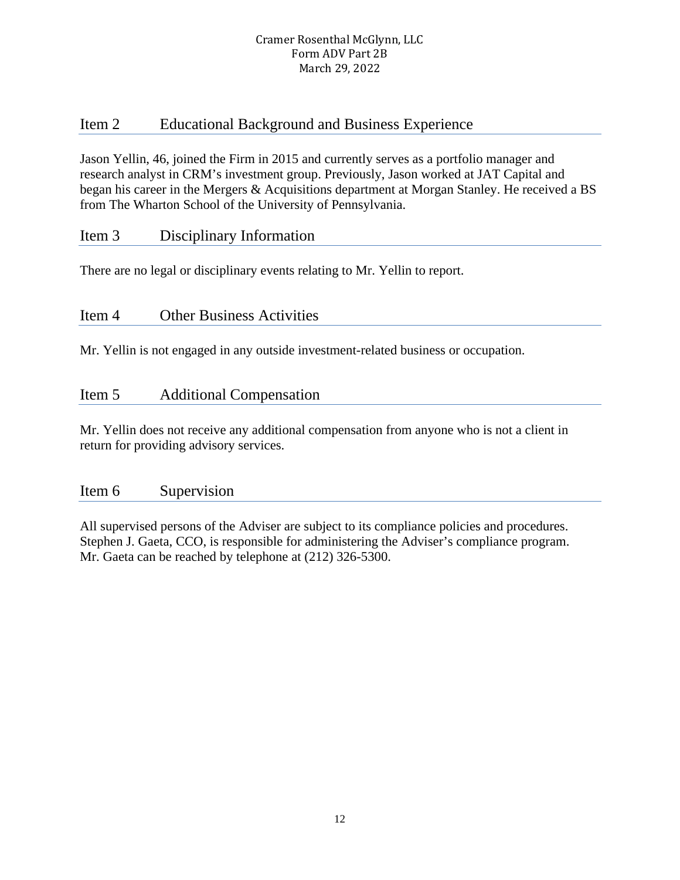## Item 2 Educational Background and Business Experience

Jason Yellin, 46, joined the Firm in 2015 and currently serves as a portfolio manager and research analyst in CRM's investment group. Previously, Jason worked at JAT Capital and began his career in the Mergers & Acquisitions department at Morgan Stanley. He received a BS from The Wharton School of the University of Pennsylvania.

## Item 3 Disciplinary Information

There are no legal or disciplinary events relating to Mr. Yellin to report.

## Item 4 Other Business Activities

Mr. Yellin is not engaged in any outside investment-related business or occupation.

## Item 5 Additional Compensation

Mr. Yellin does not receive any additional compensation from anyone who is not a client in return for providing advisory services.

## Item 6 Supervision

All supervised persons of the Adviser are subject to its compliance policies and procedures. Stephen J. Gaeta, CCO, is responsible for administering the Adviser's compliance program. Mr. Gaeta can be reached by telephone at (212) 326-5300.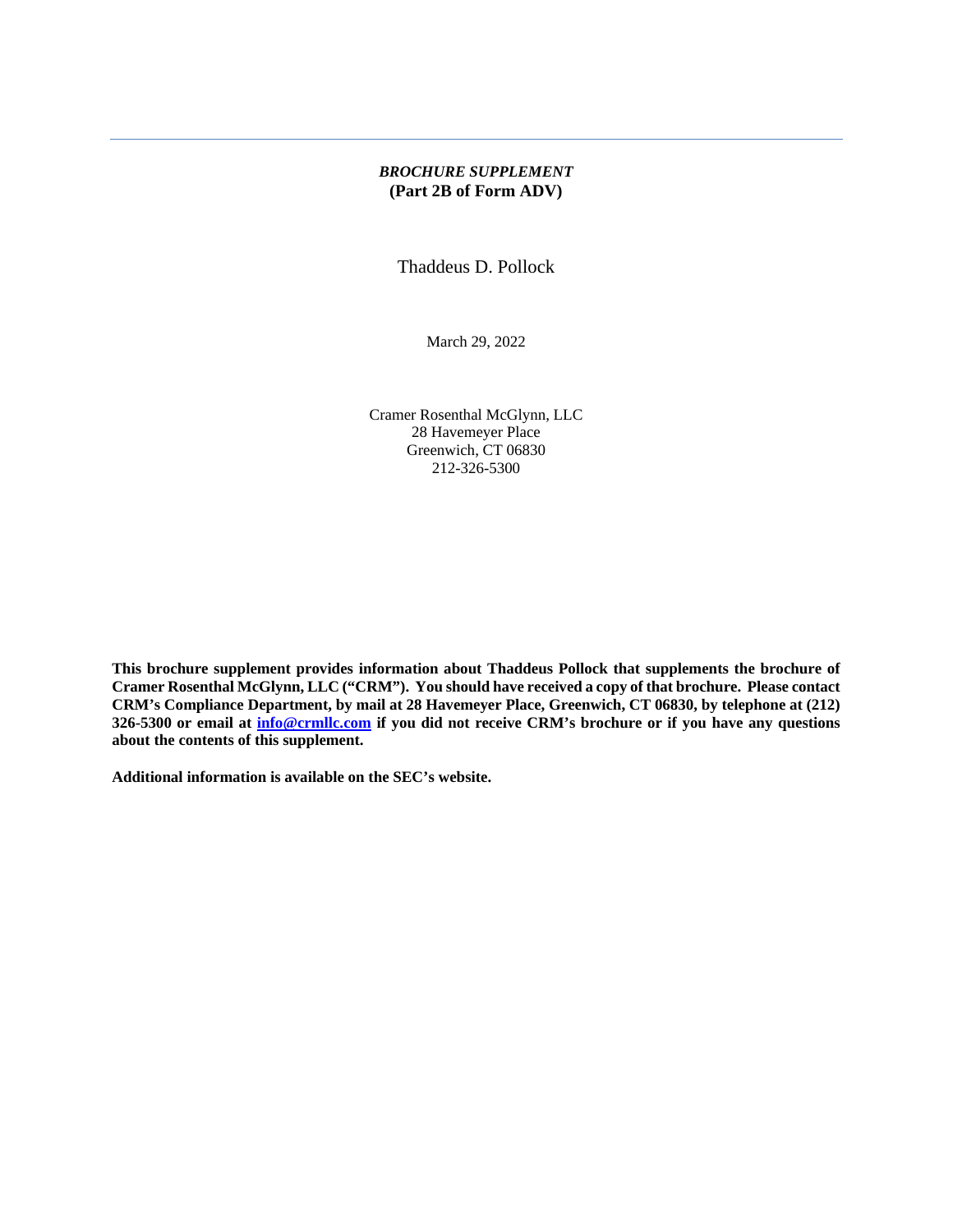---

*BROCHURE SUPPLEMENT*
**(Part 2B of Form ADV)**

Thaddeus D. Pollock

March 29, 2022

Cramer Rosenthal McGlynn, LLC
28 Havemeyer Place
Greenwich, CT 06830
212-326-5300

**This brochure supplement provides information about Thaddeus Pollock that supplements the brochure of Cramer Rosenthal McGlynn, LLC ("CRM"). You should have received a copy of that brochure. Please contact CRM's Compliance Department, by mail at 28 Havemeyer Place, Greenwich, CT 06830, by telephone at (212) 326-5300 or email at [info@crmllc.com](mailto:info@crmllc.com) if you did not receive CRM's brochure or if you have any questions about the contents of this supplement.**

**Additional information is available on the SEC's website.**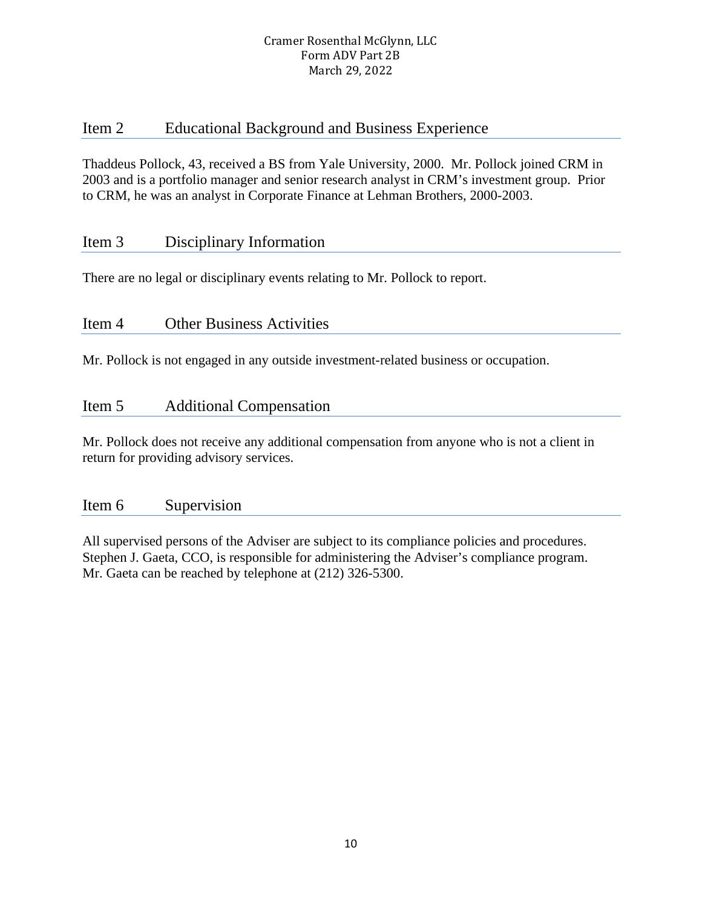## Item 2 Educational Background and Business Experience

Thaddeus Pollock, 43, received a BS from Yale University, 2000. Mr. Pollock joined CRM in 2003 and is a portfolio manager and senior research analyst in CRM's investment group. Prior to CRM, he was an analyst in Corporate Finance at Lehman Brothers, 2000-2003.

## Item 3 Disciplinary Information

There are no legal or disciplinary events relating to Mr. Pollock to report.

## Item 4 Other Business Activities

Mr. Pollock is not engaged in any outside investment-related business or occupation.

## Item 5 Additional Compensation

Mr. Pollock does not receive any additional compensation from anyone who is not a client in return for providing advisory services.

## Item 6 Supervision

All supervised persons of the Adviser are subject to its compliance policies and procedures. Stephen J. Gaeta, CCO, is responsible for administering the Adviser's compliance program. Mr. Gaeta can be reached by telephone at (212) 326-5300.